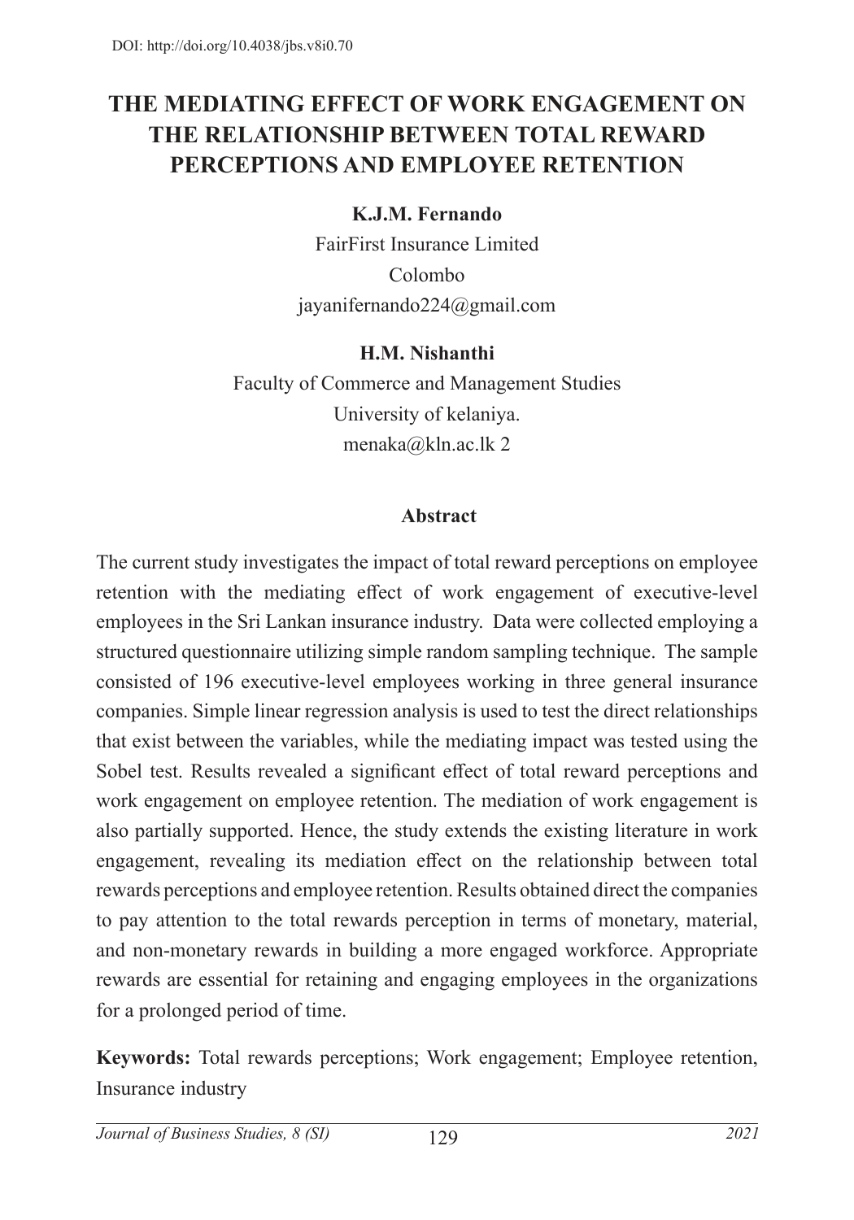DOI: http://doi.org/10.4038/jbs.v8i0.70

# THE MEDIATING EFFECT OF WORK ENGAGEMENT ON THE RELATIONSHIP BETWEEN TOTAL REWARD PERCEPTIONS AND EMPLOYEE RETENTION

**K.J.M. Fernando**

FairFirst Insurance Limited

Colombo

jayanifernando224@gmail.com

**H.M. Nishanthi**

Faculty of Commerce and Management Studies

University of kelaniya.

menaka@kln.ac.lk 2

## Abstract

The current study investigates the impact of total reward perceptions on employee retention with the mediating effect of work engagement of executive-level employees in the Sri Lankan insurance industry. Data were collected employing a structured questionnaire utilizing simple random sampling technique. The sample consisted of 196 executive-level employees working in three general insurance companies. Simple linear regression analysis is used to test the direct relationships that exist between the variables, while the mediating impact was tested using the Sobel test. Results revealed a significant effect of total reward perceptions and work engagement on employee retention. The mediation of work engagement is also partially supported. Hence, the study extends the existing literature in work engagement, revealing its mediation effect on the relationship between total rewards perceptions and employee retention. Results obtained direct the companies to pay attention to the total rewards perception in terms of monetary, material, and non-monetary rewards in building a more engaged workforce. Appropriate rewards are essential for retaining and engaging employees in the organizations for a prolonged period of time.

**Keywords:** Total rewards perceptions; Work engagement; Employee retention, Insurance industry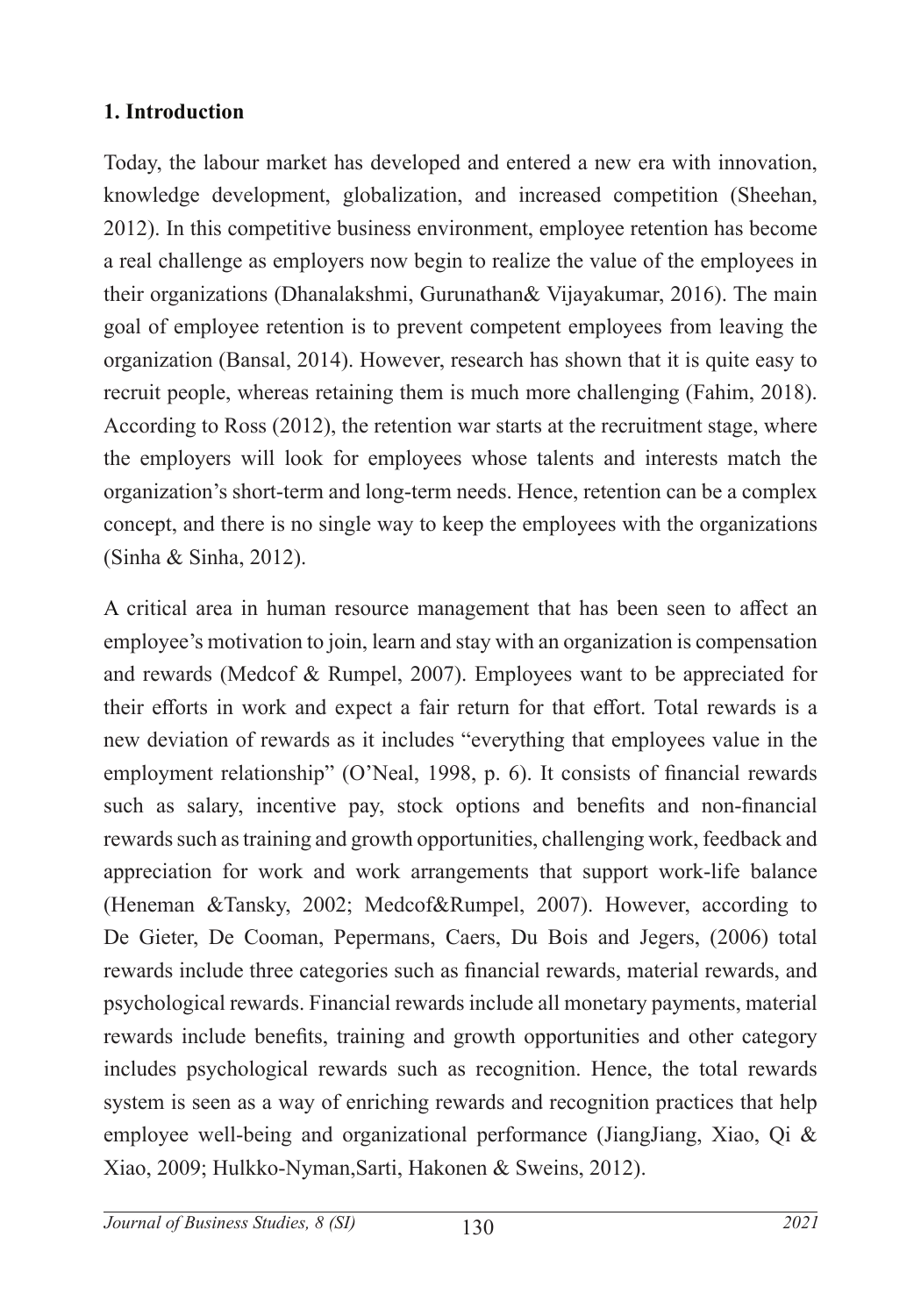## 1. Introduction

Today, the labour market has developed and entered a new era with innovation, knowledge development, globalization, and increased competition (Sheehan, 2012). In this competitive business environment, employee retention has become a real challenge as employers now begin to realize the value of the employees in their organizations (Dhanalakshmi, Gurunathan& Vijayakumar, 2016). The main goal of employee retention is to prevent competent employees from leaving the organization (Bansal, 2014). However, research has shown that it is quite easy to recruit people, whereas retaining them is much more challenging (Fahim, 2018). According to Ross (2012), the retention war starts at the recruitment stage, where the employers will look for employees whose talents and interests match the organization's short-term and long-term needs. Hence, retention can be a complex concept, and there is no single way to keep the employees with the organizations (Sinha & Sinha, 2012).

A critical area in human resource management that has been seen to affect an employee's motivation to join, learn and stay with an organization is compensation and rewards (Medcof & Rumpel, 2007). Employees want to be appreciated for their efforts in work and expect a fair return for that effort. Total rewards is a new deviation of rewards as it includes "everything that employees value in the employment relationship" (O'Neal, 1998, p. 6). It consists of financial rewards such as salary, incentive pay, stock options and benefits and non-financial rewards such as training and growth opportunities, challenging work, feedback and appreciation for work and work arrangements that support work-life balance (Heneman &Tansky, 2002; Medcof&Rumpel, 2007). However, according to De Gieter, De Cooman, Pepermans, Caers, Du Bois and Jegers, (2006) total rewards include three categories such as financial rewards, material rewards, and psychological rewards. Financial rewards include all monetary payments, material rewards include benefits, training and growth opportunities and other category includes psychological rewards such as recognition. Hence, the total rewards system is seen as a way of enriching rewards and recognition practices that help employee well-being and organizational performance (JiangJiang, Xiao, Qi & Xiao, 2009; Hulkko-Nyman,Sarti, Hakonen & Sweins, 2012).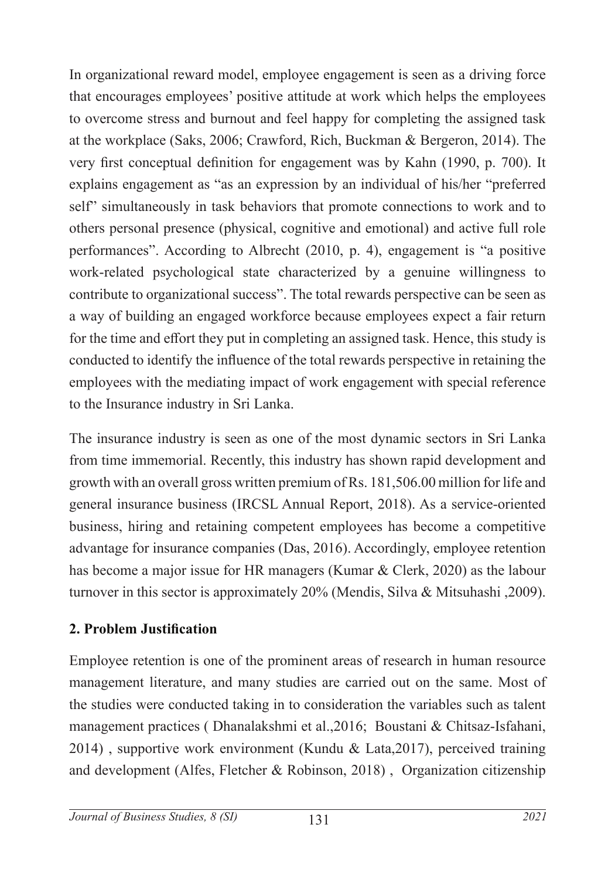In organizational reward model, employee engagement is seen as a driving force that encourages employees' positive attitude at work which helps the employees to overcome stress and burnout and feel happy for completing the assigned task at the workplace (Saks, 2006; Crawford, Rich, Buckman & Bergeron, 2014). The very first conceptual definition for engagement was by Kahn (1990, p. 700). It explains engagement as "as an expression by an individual of his/her "preferred self" simultaneously in task behaviors that promote connections to work and to others personal presence (physical, cognitive and emotional) and active full role performances". According to Albrecht (2010, p. 4), engagement is "a positive work-related psychological state characterized by a genuine willingness to contribute to organizational success". The total rewards perspective can be seen as a way of building an engaged workforce because employees expect a fair return for the time and effort they put in completing an assigned task. Hence, this study is conducted to identify the influence of the total rewards perspective in retaining the employees with the mediating impact of work engagement with special reference to the Insurance industry in Sri Lanka.

The insurance industry is seen as one of the most dynamic sectors in Sri Lanka from time immemorial. Recently, this industry has shown rapid development and growth with an overall gross written premium of Rs. 181,506.00 million for life and general insurance business (IRCSL Annual Report, 2018). As a service-oriented business, hiring and retaining competent employees has become a competitive advantage for insurance companies (Das, 2016). Accordingly, employee retention has become a major issue for HR managers (Kumar & Clerk, 2020) as the labour turnover in this sector is approximately 20% (Mendis, Silva & Mitsuhashi ,2009).

## 2. Problem Justification

Employee retention is one of the prominent areas of research in human resource management literature, and many studies are carried out on the same. Most of the studies were conducted taking in to consideration the variables such as talent management practices ( Dhanalakshmi et al.,2016; Boustani & Chitsaz-Isfahani, 2014) , supportive work environment (Kundu & Lata,2017), perceived training and development (Alfes, Fletcher & Robinson, 2018) , Organization citizenship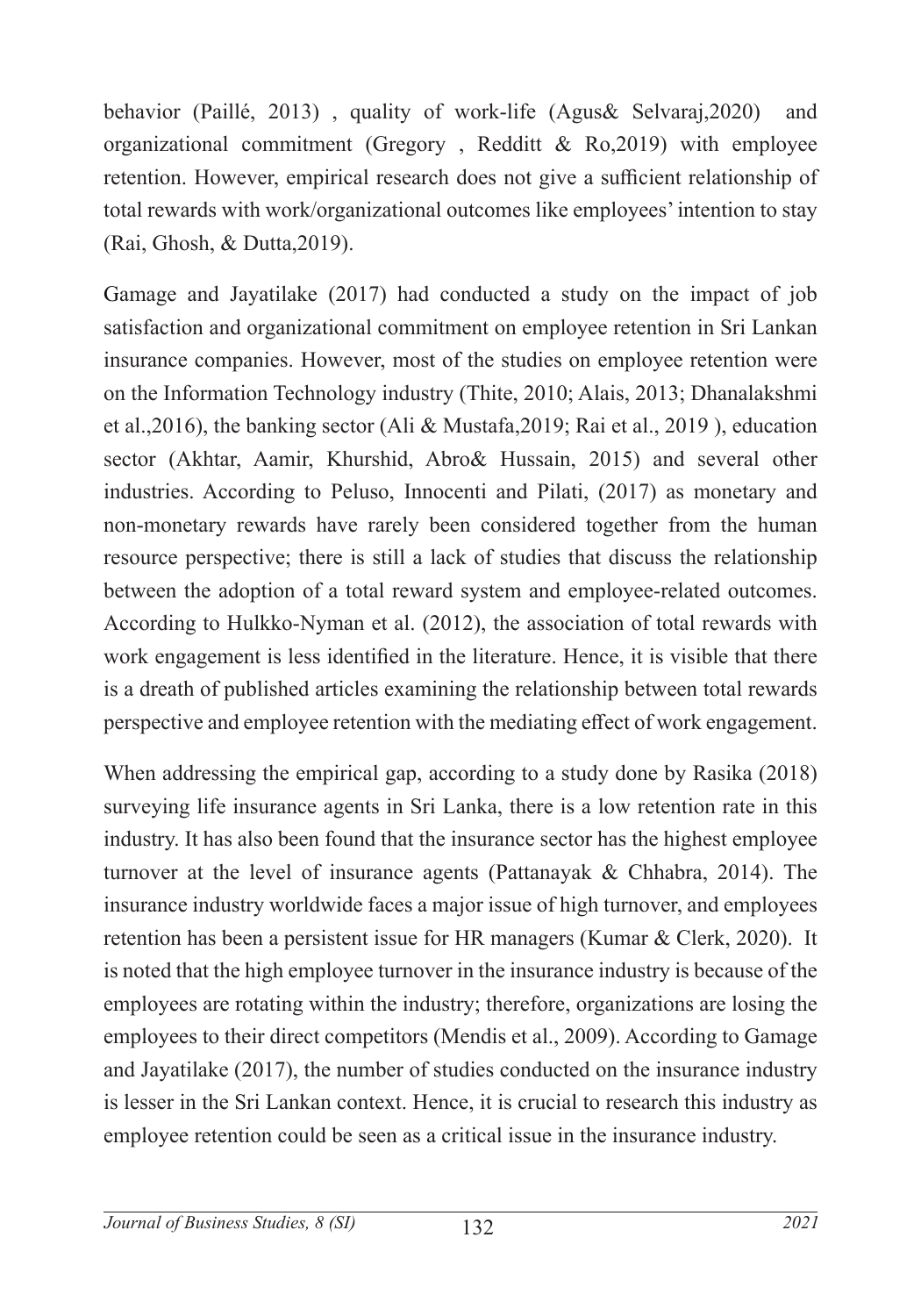behavior (Paillé, 2013) , quality of work-life (Agus& Selvaraj,2020) and organizational commitment (Gregory , Redditt & Ro,2019) with employee retention. However, empirical research does not give a sufficient relationship of total rewards with work/organizational outcomes like employees' intention to stay (Rai, Ghosh, & Dutta,2019).

Gamage and Jayatilake (2017) had conducted a study on the impact of job satisfaction and organizational commitment on employee retention in Sri Lankan insurance companies. However, most of the studies on employee retention were on the Information Technology industry (Thite, 2010; Alais, 2013; Dhanalakshmi et al.,2016), the banking sector (Ali & Mustafa,2019; Rai et al., 2019 ), education sector (Akhtar, Aamir, Khurshid, Abro& Hussain, 2015) and several other industries. According to Peluso, Innocenti and Pilati, (2017) as monetary and non-monetary rewards have rarely been considered together from the human resource perspective; there is still a lack of studies that discuss the relationship between the adoption of a total reward system and employee-related outcomes. According to Hulkko-Nyman et al. (2012), the association of total rewards with work engagement is less identified in the literature. Hence, it is visible that there is a dreath of published articles examining the relationship between total rewards perspective and employee retention with the mediating effect of work engagement.

When addressing the empirical gap, according to a study done by Rasika (2018) surveying life insurance agents in Sri Lanka, there is a low retention rate in this industry. It has also been found that the insurance sector has the highest employee turnover at the level of insurance agents (Pattanayak & Chhabra, 2014). The insurance industry worldwide faces a major issue of high turnover, and employees retention has been a persistent issue for HR managers (Kumar & Clerk, 2020). It is noted that the high employee turnover in the insurance industry is because of the employees are rotating within the industry; therefore, organizations are losing the employees to their direct competitors (Mendis et al., 2009). According to Gamage and Jayatilake (2017), the number of studies conducted on the insurance industry is lesser in the Sri Lankan context. Hence, it is crucial to research this industry as employee retention could be seen as a critical issue in the insurance industry.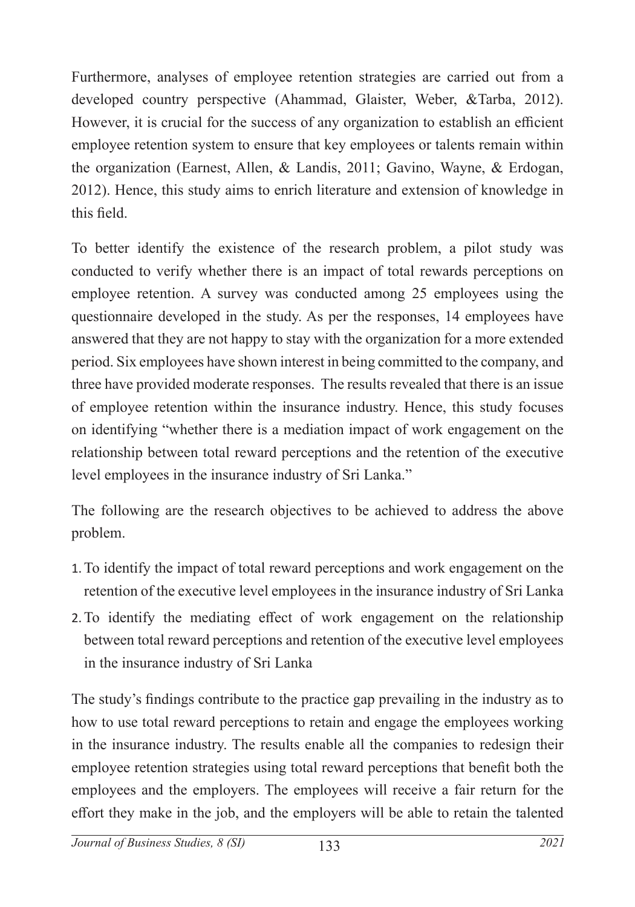Furthermore, analyses of employee retention strategies are carried out from a developed country perspective (Ahammad, Glaister, Weber, &Tarba, 2012). However, it is crucial for the success of any organization to establish an efficient employee retention system to ensure that key employees or talents remain within the organization (Earnest, Allen, & Landis, 2011; Gavino, Wayne, & Erdogan, 2012). Hence, this study aims to enrich literature and extension of knowledge in this field.

To better identify the existence of the research problem, a pilot study was conducted to verify whether there is an impact of total rewards perceptions on employee retention. A survey was conducted among 25 employees using the questionnaire developed in the study. As per the responses, 14 employees have answered that they are not happy to stay with the organization for a more extended period. Six employees have shown interest in being committed to the company, and three have provided moderate responses. The results revealed that there is an issue of employee retention within the insurance industry. Hence, this study focuses on identifying "whether there is a mediation impact of work engagement on the relationship between total reward perceptions and the retention of the executive level employees in the insurance industry of Sri Lanka."

The following are the research objectives to be achieved to address the above problem.

1. To identify the impact of total reward perceptions and work engagement on the retention of the executive level employees in the insurance industry of Sri Lanka
2. To identify the mediating effect of work engagement on the relationship between total reward perceptions and retention of the executive level employees in the insurance industry of Sri Lanka

The study's findings contribute to the practice gap prevailing in the industry as to how to use total reward perceptions to retain and engage the employees working in the insurance industry. The results enable all the companies to redesign their employee retention strategies using total reward perceptions that benefit both the employees and the employers. The employees will receive a fair return for the effort they make in the job, and the employers will be able to retain the talented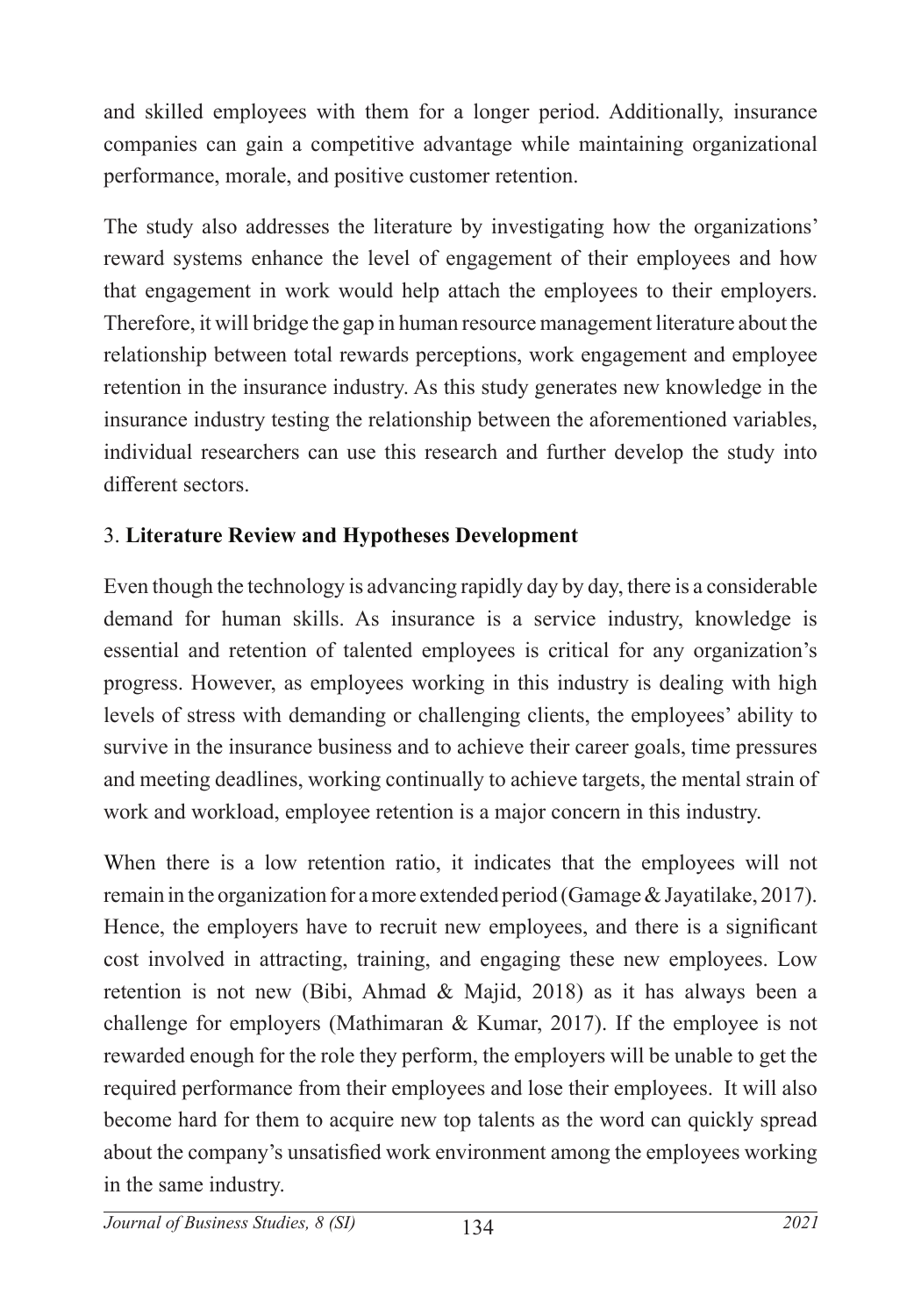and skilled employees with them for a longer period. Additionally, insurance companies can gain a competitive advantage while maintaining organizational performance, morale, and positive customer retention.

The study also addresses the literature by investigating how the organizations' reward systems enhance the level of engagement of their employees and how that engagement in work would help attach the employees to their employers. Therefore, it will bridge the gap in human resource management literature about the relationship between total rewards perceptions, work engagement and employee retention in the insurance industry. As this study generates new knowledge in the insurance industry testing the relationship between the aforementioned variables, individual researchers can use this research and further develop the study into different sectors.

## 3. **Literature Review and Hypotheses Development**

Even though the technology is advancing rapidly day by day, there is a considerable demand for human skills. As insurance is a service industry, knowledge is essential and retention of talented employees is critical for any organization's progress. However, as employees working in this industry is dealing with high levels of stress with demanding or challenging clients, the employees' ability to survive in the insurance business and to achieve their career goals, time pressures and meeting deadlines, working continually to achieve targets, the mental strain of work and workload, employee retention is a major concern in this industry.

When there is a low retention ratio, it indicates that the employees will not remain in the organization for a more extended period (Gamage & Jayatilake, 2017). Hence, the employers have to recruit new employees, and there is a significant cost involved in attracting, training, and engaging these new employees. Low retention is not new (Bibi, Ahmad & Majid, 2018) as it has always been a challenge for employers (Mathimaran & Kumar, 2017). If the employee is not rewarded enough for the role they perform, the employers will be unable to get the required performance from their employees and lose their employees. It will also become hard for them to acquire new top talents as the word can quickly spread about the company's unsatisfied work environment among the employees working in the same industry.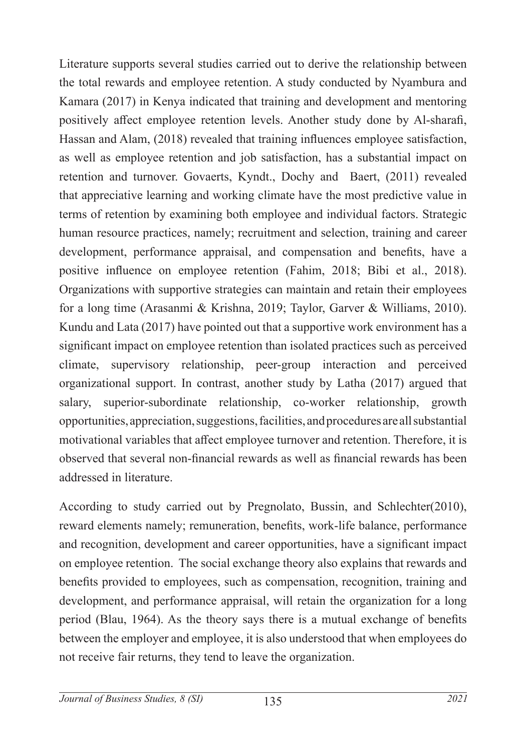Literature supports several studies carried out to derive the relationship between the total rewards and employee retention. A study conducted by Nyambura and Kamara (2017) in Kenya indicated that training and development and mentoring positively affect employee retention levels. Another study done by Al-sharafi, Hassan and Alam, (2018) revealed that training influences employee satisfaction, as well as employee retention and job satisfaction, has a substantial impact on retention and turnover. Govaerts, Kyndt., Dochy and Baert, (2011) revealed that appreciative learning and working climate have the most predictive value in terms of retention by examining both employee and individual factors. Strategic human resource practices, namely; recruitment and selection, training and career development, performance appraisal, and compensation and benefits, have a positive influence on employee retention (Fahim, 2018; Bibi et al., 2018). Organizations with supportive strategies can maintain and retain their employees for a long time (Arasanmi & Krishna, 2019; Taylor, Garver & Williams, 2010). Kundu and Lata (2017) have pointed out that a supportive work environment has a significant impact on employee retention than isolated practices such as perceived climate, supervisory relationship, peer-group interaction and perceived organizational support. In contrast, another study by Latha (2017) argued that salary, superior-subordinate relationship, co-worker relationship, growth opportunities, appreciation, suggestions, facilities, and procedures are all substantial motivational variables that affect employee turnover and retention. Therefore, it is observed that several non-financial rewards as well as financial rewards has been addressed in literature.

According to study carried out by Pregnolato, Bussin, and Schlechter(2010), reward elements namely; remuneration, benefits, work-life balance, performance and recognition, development and career opportunities, have a significant impact on employee retention. The social exchange theory also explains that rewards and benefits provided to employees, such as compensation, recognition, training and development, and performance appraisal, will retain the organization for a long period (Blau, 1964). As the theory says there is a mutual exchange of benefits between the employer and employee, it is also understood that when employees do not receive fair returns, they tend to leave the organization.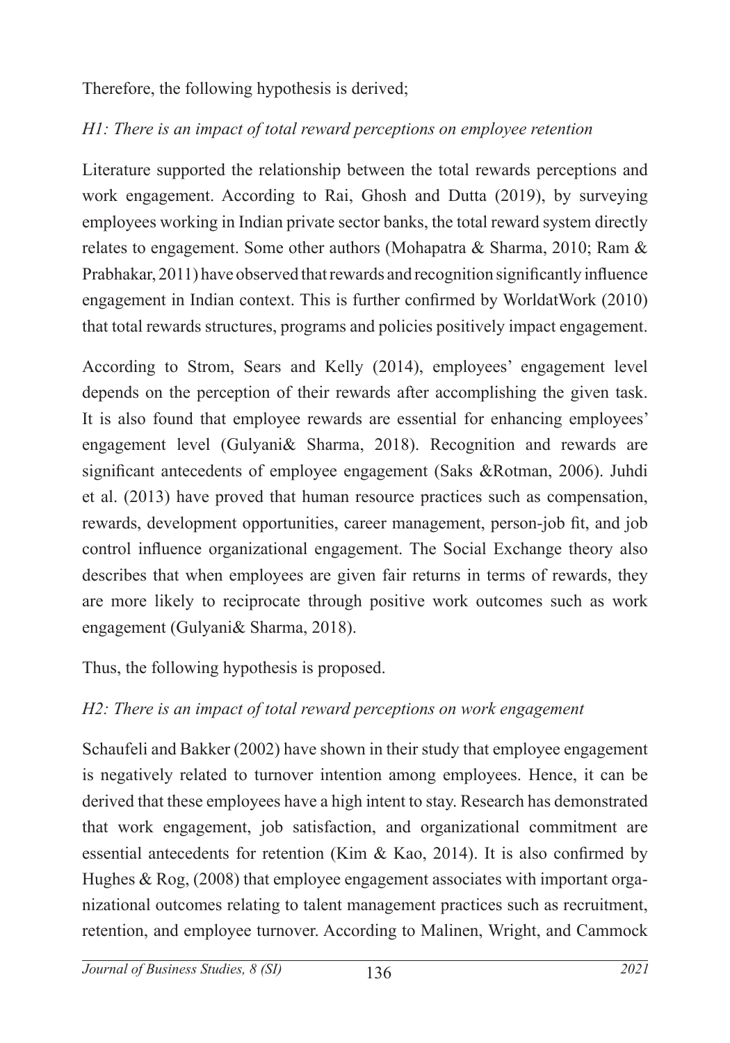Therefore, the following hypothesis is derived;

*H1: There is an impact of total reward perceptions on employee retention*

Literature supported the relationship between the total rewards perceptions and work engagement. According to Rai, Ghosh and Dutta (2019), by surveying employees working in Indian private sector banks, the total reward system directly relates to engagement. Some other authors (Mohapatra & Sharma, 2010; Ram & Prabhakar, 2011) have observed that rewards and recognition significantly influence engagement in Indian context. This is further confirmed by WorldatWork (2010) that total rewards structures, programs and policies positively impact engagement.

According to Strom, Sears and Kelly (2014), employees' engagement level depends on the perception of their rewards after accomplishing the given task. It is also found that employee rewards are essential for enhancing employees' engagement level (Gulyani& Sharma, 2018). Recognition and rewards are significant antecedents of employee engagement (Saks &Rotman, 2006). Juhdi et al. (2013) have proved that human resource practices such as compensation, rewards, development opportunities, career management, person-job fit, and job control influence organizational engagement. The Social Exchange theory also describes that when employees are given fair returns in terms of rewards, they are more likely to reciprocate through positive work outcomes such as work engagement (Gulyani& Sharma, 2018).

Thus, the following hypothesis is proposed.

*H2: There is an impact of total reward perceptions on work engagement*

Schaufeli and Bakker (2002) have shown in their study that employee engagement is negatively related to turnover intention among employees. Hence, it can be derived that these employees have a high intent to stay. Research has demonstrated that work engagement, job satisfaction, and organizational commitment are essential antecedents for retention (Kim & Kao, 2014). It is also confirmed by Hughes & Rog, (2008) that employee engagement associates with important organizational outcomes relating to talent management practices such as recruitment, retention, and employee turnover. According to Malinen, Wright, and Cammock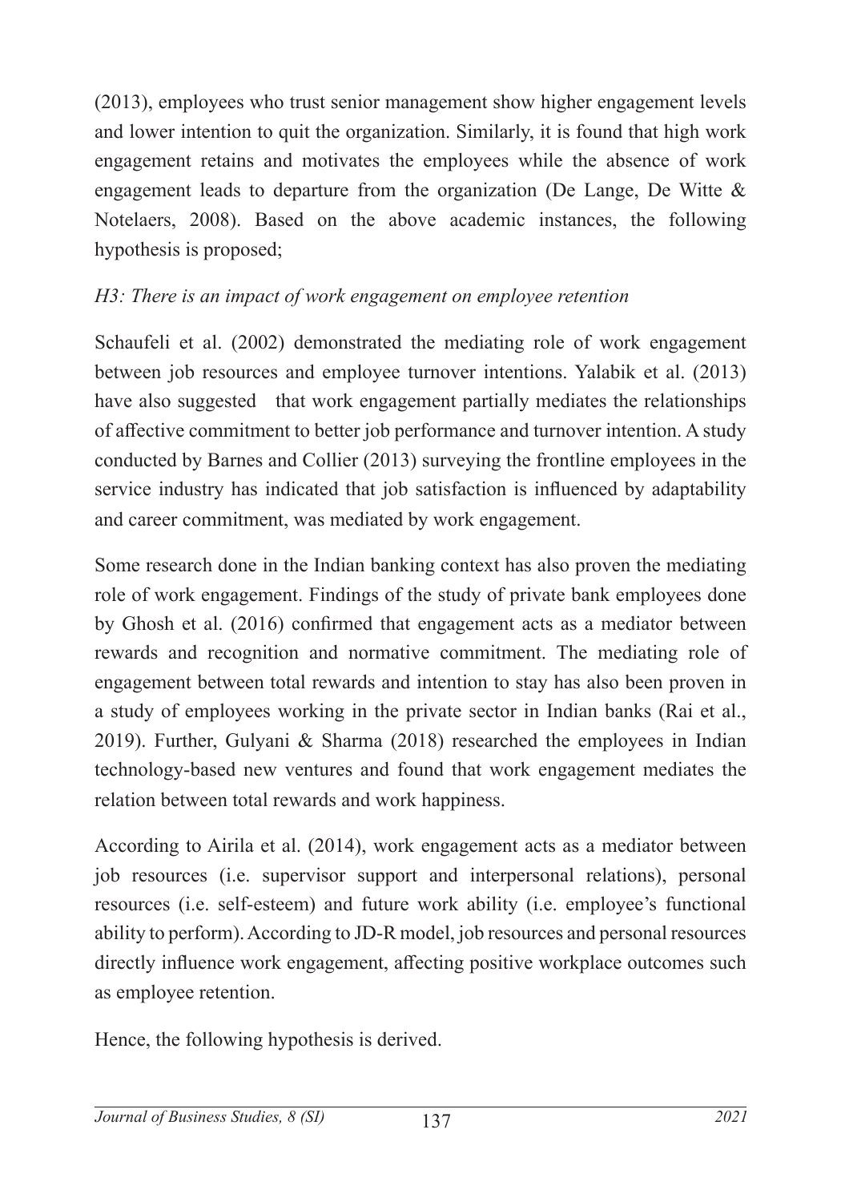(2013), employees who trust senior management show higher engagement levels and lower intention to quit the organization. Similarly, it is found that high work engagement retains and motivates the employees while the absence of work engagement leads to departure from the organization (De Lange, De Witte & Notelaers, 2008). Based on the above academic instances, the following hypothesis is proposed;

*H3: There is an impact of work engagement on employee retention*

Schaufeli et al. (2002) demonstrated the mediating role of work engagement between job resources and employee turnover intentions. Yalabik et al. (2013) have also suggested that work engagement partially mediates the relationships of affective commitment to better job performance and turnover intention. A study conducted by Barnes and Collier (2013) surveying the frontline employees in the service industry has indicated that job satisfaction is influenced by adaptability and career commitment, was mediated by work engagement.

Some research done in the Indian banking context has also proven the mediating role of work engagement. Findings of the study of private bank employees done by Ghosh et al. (2016) confirmed that engagement acts as a mediator between rewards and recognition and normative commitment. The mediating role of engagement between total rewards and intention to stay has also been proven in a study of employees working in the private sector in Indian banks (Rai et al., 2019). Further, Gulyani & Sharma (2018) researched the employees in Indian technology-based new ventures and found that work engagement mediates the relation between total rewards and work happiness.

According to Airila et al. (2014), work engagement acts as a mediator between job resources (i.e. supervisor support and interpersonal relations), personal resources (i.e. self-esteem) and future work ability (i.e. employee's functional ability to perform). According to JD-R model, job resources and personal resources directly influence work engagement, affecting positive workplace outcomes such as employee retention.

Hence, the following hypothesis is derived.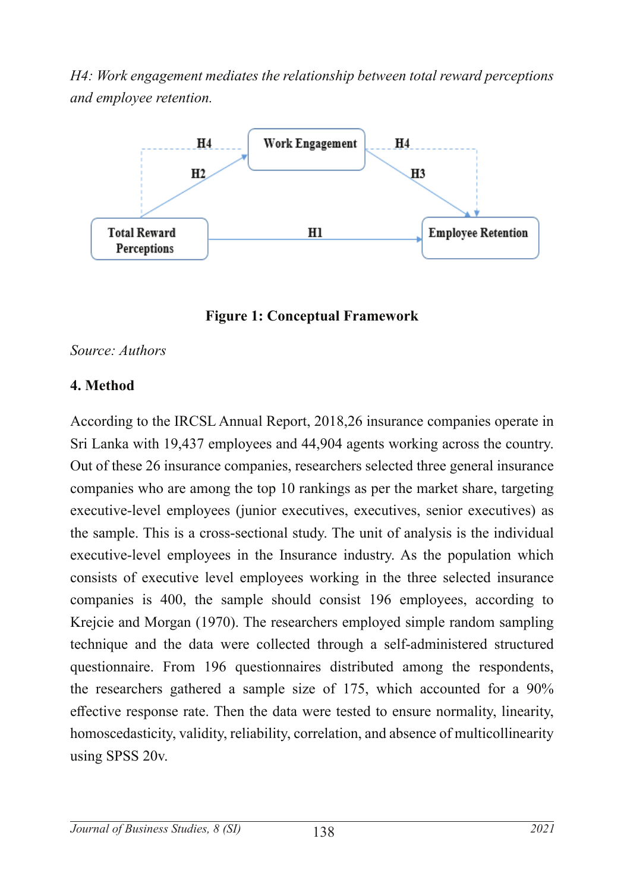*H4: Work engagement mediates the relationship between total reward perceptions and employee retention.*

**Figure 1: Conceptual Framework**

*Source: Authors*

## 4. Method

According to the IRCSL Annual Report, 2018,26 insurance companies operate in Sri Lanka with 19,437 employees and 44,904 agents working across the country. Out of these 26 insurance companies, researchers selected three general insurance companies who are among the top 10 rankings as per the market share, targeting executive-level employees (junior executives, executives, senior executives) as the sample. This is a cross-sectional study. The unit of analysis is the individual executive-level employees in the Insurance industry. As the population which consists of executive level employees working in the three selected insurance companies is 400, the sample should consist 196 employees, according to Krejcie and Morgan (1970). The researchers employed simple random sampling technique and the data were collected through a self-administered structured questionnaire. From 196 questionnaires distributed among the respondents, the researchers gathered a sample size of 175, which accounted for a 90% effective response rate. Then the data were tested to ensure normality, linearity, homoscedasticity, validity, reliability, correlation, and absence of multicollinearity using SPSS 20v.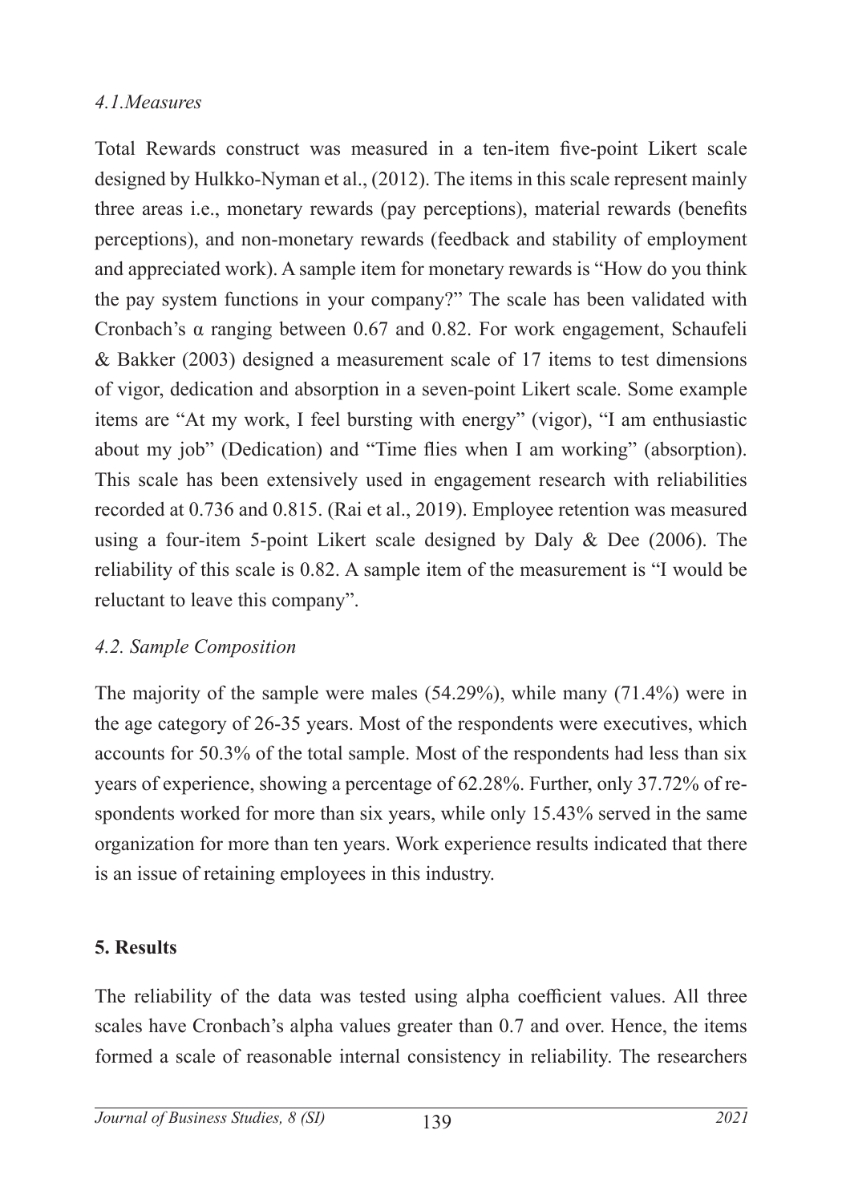### *4.1.Measures*

Total Rewards construct was measured in a ten-item five-point Likert scale designed by Hulkko-Nyman et al., (2012). The items in this scale represent mainly three areas i.e., monetary rewards (pay perceptions), material rewards (benefits perceptions), and non-monetary rewards (feedback and stability of employment and appreciated work). A sample item for monetary rewards is "How do you think the pay system functions in your company?" The scale has been validated with Cronbach's $\alpha$ ranging between 0.67 and 0.82. For work engagement, Schaufeli & Bakker (2003) designed a measurement scale of 17 items to test dimensions of vigor, dedication and absorption in a seven-point Likert scale. Some example items are "At my work, I feel bursting with energy" (vigor), "I am enthusiastic about my job" (Dedication) and "Time flies when I am working" (absorption). This scale has been extensively used in engagement research with reliabilities recorded at 0.736 and 0.815. (Rai et al., 2019). Employee retention was measured using a four-item 5-point Likert scale designed by Daly & Dee (2006). The reliability of this scale is 0.82. A sample item of the measurement is "I would be reluctant to leave this company".

### *4.2. Sample Composition*

The majority of the sample were males (54.29%), while many (71.4%) were in the age category of 26-35 years. Most of the respondents were executives, which accounts for 50.3% of the total sample. Most of the respondents had less than six years of experience, showing a percentage of 62.28%. Further, only 37.72% of respondents worked for more than six years, while only 15.43% served in the same organization for more than ten years. Work experience results indicated that there is an issue of retaining employees in this industry.

## **5. Results**

The reliability of the data was tested using alpha coefficient values. All three scales have Cronbach's alpha values greater than 0.7 and over. Hence, the items formed a scale of reasonable internal consistency in reliability. The researchers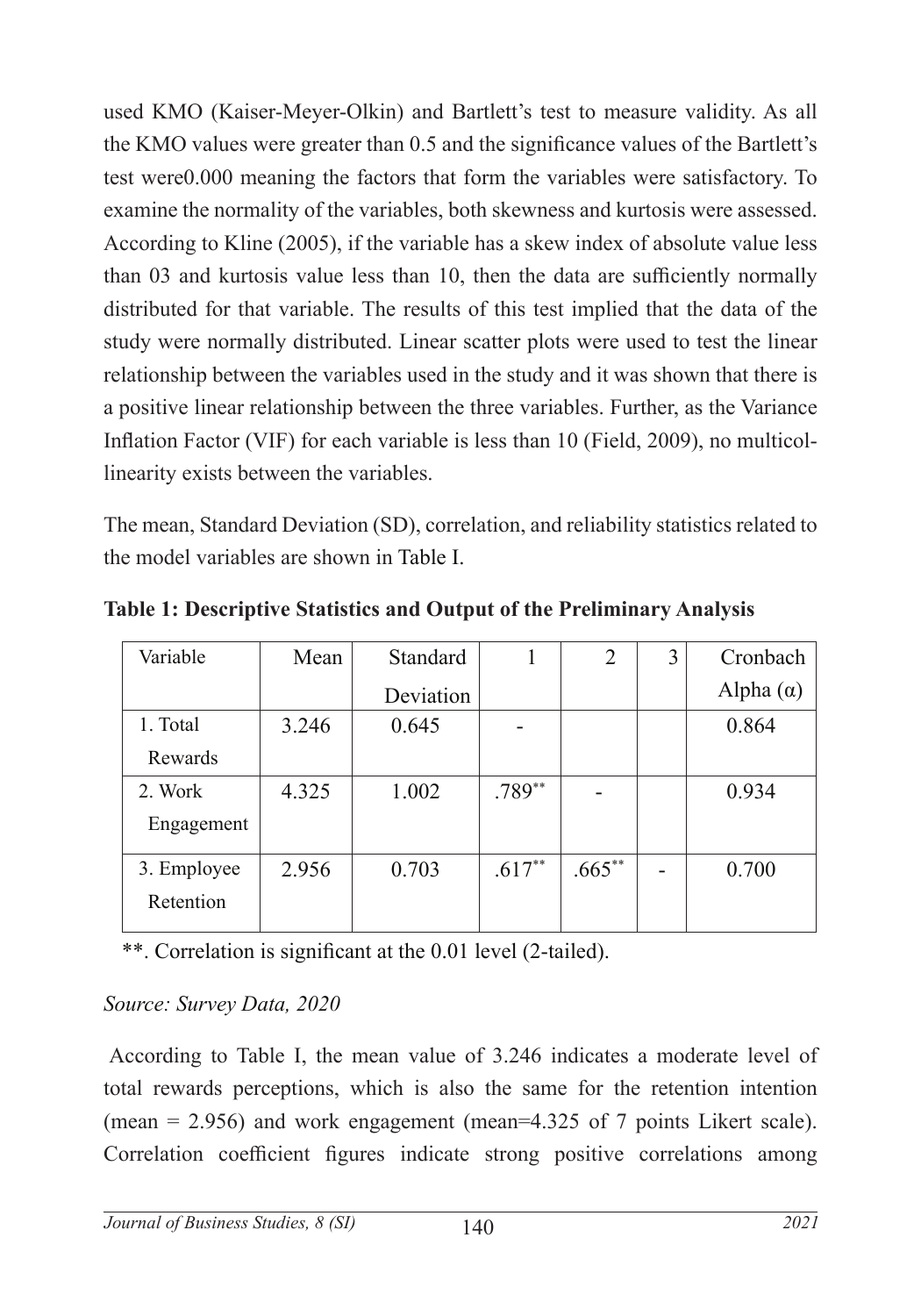used KMO (Kaiser-Meyer-Olkin) and Bartlett's test to measure validity. As all the KMO values were greater than 0.5 and the significance values of the Bartlett's test were0.000 meaning the factors that form the variables were satisfactory. To examine the normality of the variables, both skewness and kurtosis were assessed. According to Kline (2005), if the variable has a skew index of absolute value less than 03 and kurtosis value less than 10, then the data are sufficiently normally distributed for that variable. The results of this test implied that the data of the study were normally distributed. Linear scatter plots were used to test the linear relationship between the variables used in the study and it was shown that there is a positive linear relationship between the three variables. Further, as the Variance Inflation Factor (VIF) for each variable is less than 10 (Field, 2009), no multicollinearity exists between the variables.

The mean, Standard Deviation (SD), correlation, and reliability statistics related to the model variables are shown in Table I.

**Table 1: Descriptive Statistics and Output of the Preliminary Analysis**

| Variable | Mean | Standard Deviation | 1 | 2 | 3 | Cronbach Alpha (α) |
|---|---|---|---|---|---|---|
| 1. Total Rewards | 3.246 | 0.645 | - | | | 0.864 |
| 2. Work Engagement | 4.325 | 1.002 | .789** | - | | 0.934 |
| 3. Employee Retention | 2.956 | 0.703 | .617** | .665** | - | 0.700 |

**. Correlation is significant at the 0.01 level (2-tailed).

*Source: Survey Data, 2020*

According to Table I, the mean value of 3.246 indicates a moderate level of total rewards perceptions, which is also the same for the retention intention (mean = 2.956) and work engagement (mean=4.325 of 7 points Likert scale). Correlation coefficient figures indicate strong positive correlations among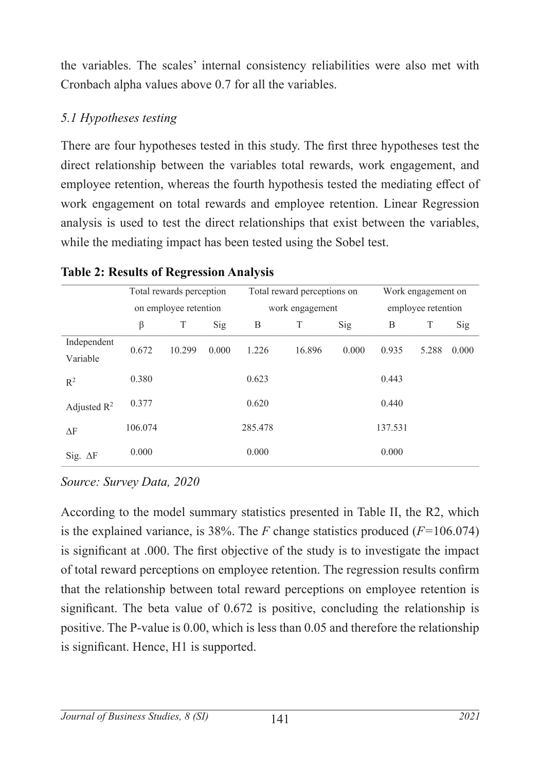the variables. The scales' internal consistency reliabilities were also met with Cronbach alpha values above 0.7 for all the variables.

### *5.1 Hypotheses testing*

There are four hypotheses tested in this study. The first three hypotheses test the direct relationship between the variables total rewards, work engagement, and employee retention, whereas the fourth hypothesis tested the mediating effect of work engagement on total rewards and employee retention. Linear Regression analysis is used to test the direct relationships that exist between the variables, while the mediating impact has been tested using the Sobel test.

**Table 2: Results of Regression Analysis**

| | Total rewards perception on employee retention | | | Total reward perceptions on work engagement | | | Work engagement on employee retention | | |
|---|---|---|---|---|---|---|---|---|---|
| | β | T | Sig | B | T | Sig | B | T | Sig |
| Independent Variable | 0.672 | 10.299 | 0.000 | 1.226 | 16.896 | 0.000 | 0.935 | 5.288 | 0.000 |
| $R^2$ | 0.380 | | | 0.623 | | | 0.443 | | |
| Adjusted $R^2$ | 0.377 | | | 0.620 | | | 0.440 | | |
| $\Delta F$ | 106.074 | | | 285.478 | | | 137.531 | | |
| Sig. $\Delta F$ | 0.000 | | | 0.000 | | | 0.000 | | |

*Source: Survey Data, 2020*

According to the model summary statistics presented in Table II, the R2, which is the explained variance, is 38%. The *F* change statistics produced (*F*=106.074) is significant at .000. The first objective of the study is to investigate the impact of total reward perceptions on employee retention. The regression results confirm that the relationship between total reward perceptions on employee retention is significant. The beta value of 0.672 is positive, concluding the relationship is positive. The P-value is 0.00, which is less than 0.05 and therefore the relationship is significant. Hence, H1 is supported.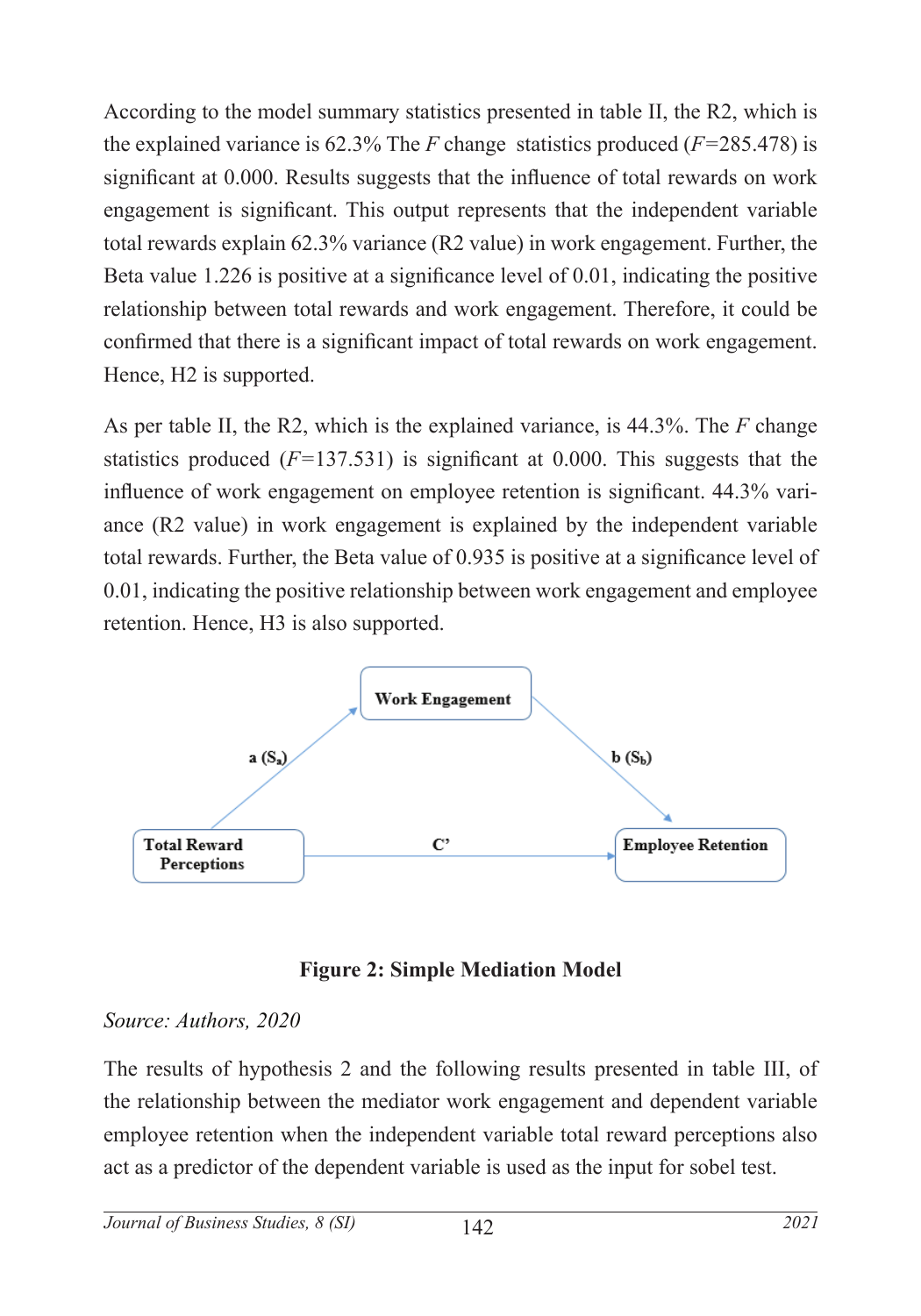According to the model summary statistics presented in table II, the R2, which is the explained variance is 62.3% The *F* change statistics produced (*F*=285.478) is significant at 0.000. Results suggests that the influence of total rewards on work engagement is significant. This output represents that the independent variable total rewards explain 62.3% variance (R2 value) in work engagement. Further, the Beta value 1.226 is positive at a significance level of 0.01, indicating the positive relationship between total rewards and work engagement. Therefore, it could be confirmed that there is a significant impact of total rewards on work engagement. Hence, H2 is supported.

As per table II, the R2, which is the explained variance, is 44.3%. The *F* change statistics produced (*F*=137.531) is significant at 0.000. This suggests that the influence of work engagement on employee retention is significant. 44.3% variance (R2 value) in work engagement is explained by the independent variable total rewards. Further, the Beta value of 0.935 is positive at a significance level of 0.01, indicating the positive relationship between work engagement and employee retention. Hence, H3 is also supported.

**Work Engagement**

a ($S_a$) b ($S_b$)

**Total Reward Perceptions** C' **Employee Retention**

**Figure 2: Simple Mediation Model**

*Source: Authors, 2020*

The results of hypothesis 2 and the following results presented in table III, of the relationship between the mediator work engagement and dependent variable employee retention when the independent variable total reward perceptions also act as a predictor of the dependent variable is used as the input for sobel test.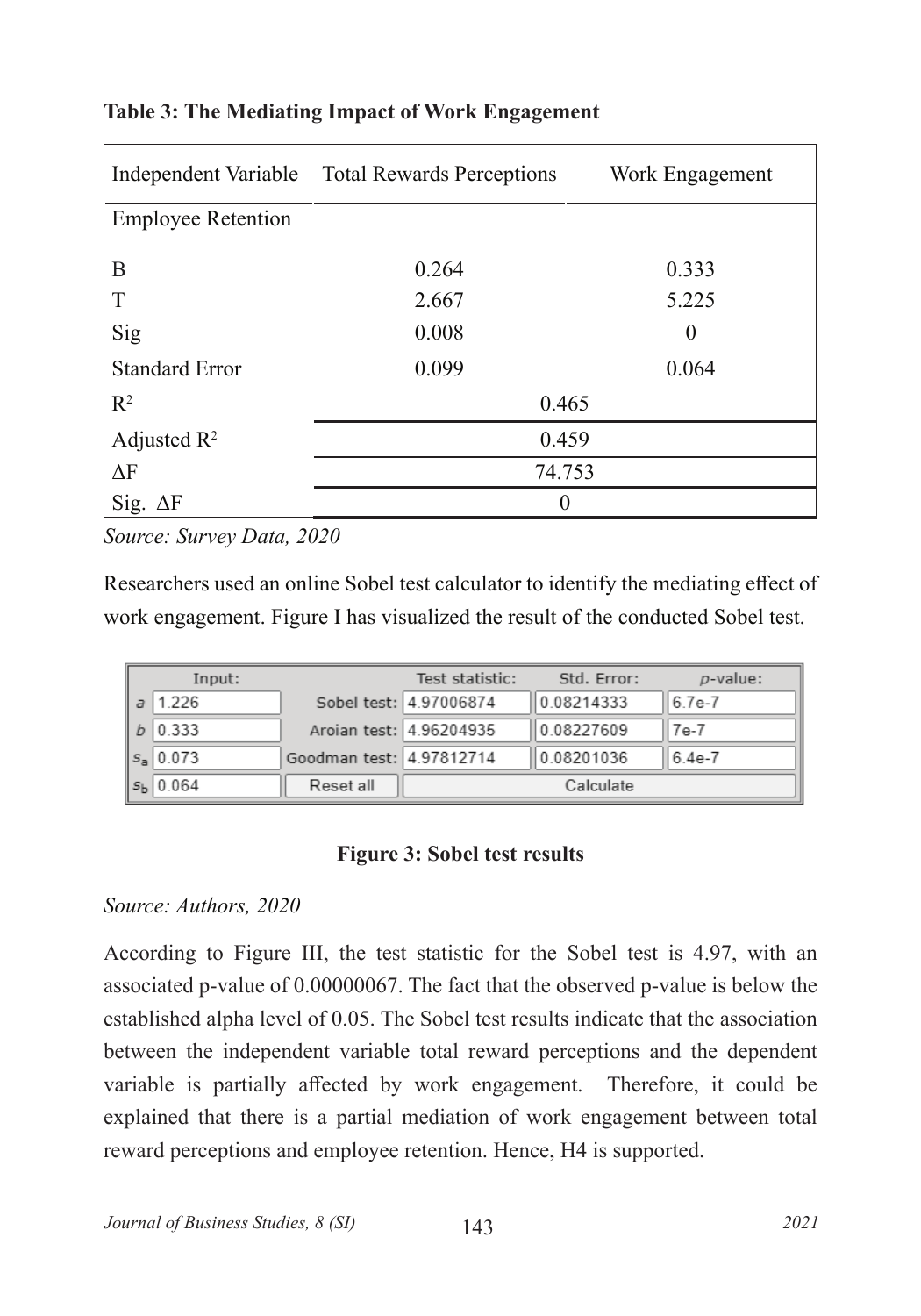**Table 3: The Mediating Impact of Work Engagement**

| Independent Variable | Total Rewards Perceptions | Work Engagement |
|---|---|---|
| Employee Retention | | |
| B | 0.264 | 0.333 |
| T | 2.667 | 5.225 |
| Sig | 0.008 | 0 |
| Standard Error | 0.099 | 0.064 |
| $R^2$ | 0.465 | |
| Adjusted $R^2$ | 0.459 | |
| $\Delta F$ | 74.753 | |
| Sig. $\Delta F$ | 0 | |

*Source: Survey Data, 2020*

Researchers used an online Sobel test calculator to identify the mediating effect of work engagement. Figure I has visualized the result of the conducted Sobel test.

| Input: | | | Test statistic: | Std. Error: | p-value: |
|---|---|---|---|---|---|
| $a$ | 1.226 | Sobel test: | 4.97006874 | 0.08214333 | 6.7e-7 |
| $b$ | 0.333 | Aroian test: | 4.96204935 | 0.08227609 | 7e-7 |
| $s_a$ | 0.073 | Goodman test: | 4.97812714 | 0.08201036 | 6.4e-7 |
| $s_b$ | 0.064 | Reset all | Calculate | | |

**Figure 3: Sobel test results**

*Source: Authors, 2020*

According to Figure III, the test statistic for the Sobel test is 4.97, with an associated p-value of 0.00000067. The fact that the observed p-value is below the established alpha level of 0.05. The Sobel test results indicate that the association between the independent variable total reward perceptions and the dependent variable is partially affected by work engagement. Therefore, it could be explained that there is a partial mediation of work engagement between total reward perceptions and employee retention. Hence, H4 is supported.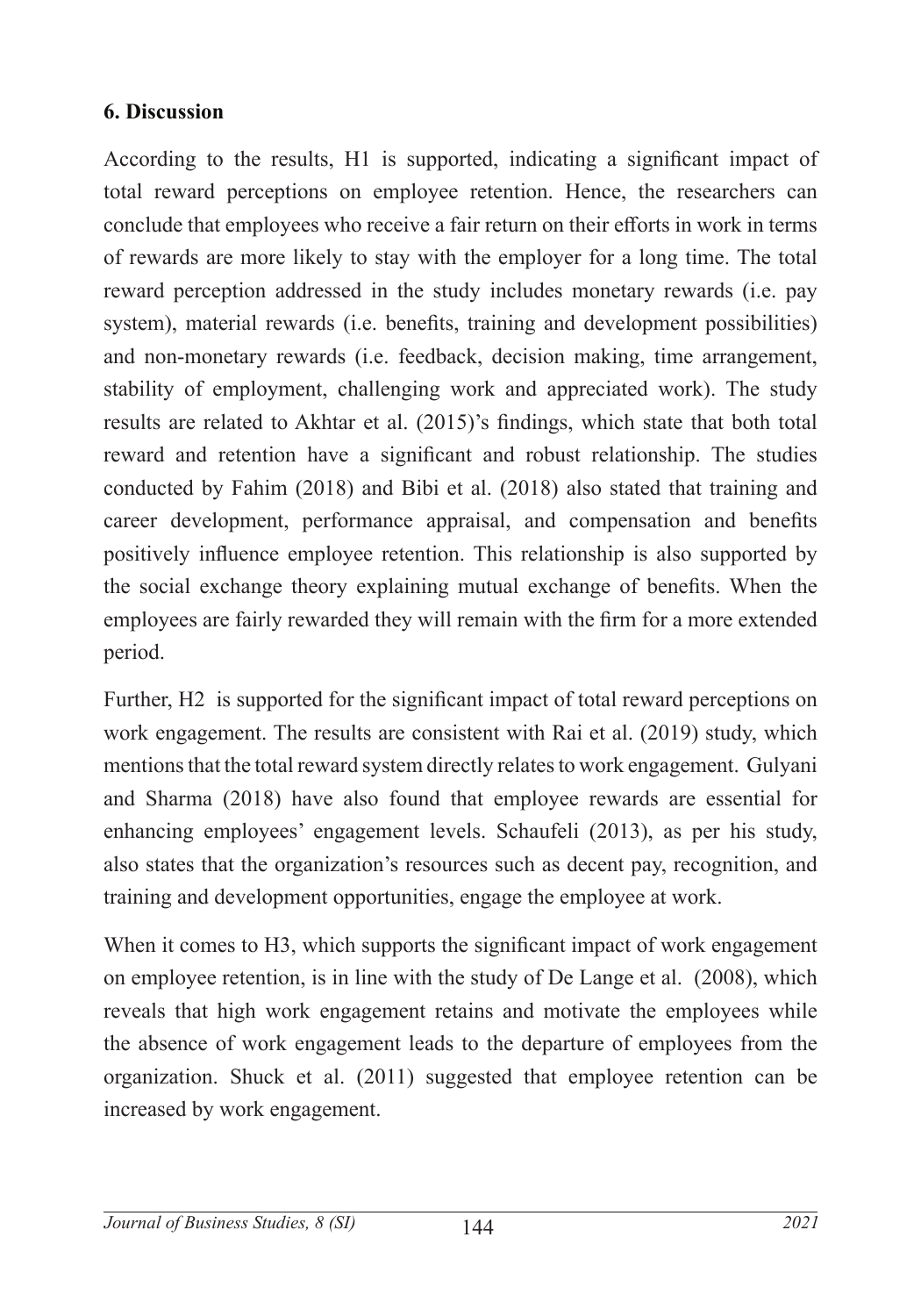## 6. Discussion

According to the results, H1 is supported, indicating a significant impact of total reward perceptions on employee retention. Hence, the researchers can conclude that employees who receive a fair return on their efforts in work in terms of rewards are more likely to stay with the employer for a long time. The total reward perception addressed in the study includes monetary rewards (i.e. pay system), material rewards (i.e. benefits, training and development possibilities) and non-monetary rewards (i.e. feedback, decision making, time arrangement, stability of employment, challenging work and appreciated work). The study results are related to Akhtar et al. (2015)'s findings, which state that both total reward and retention have a significant and robust relationship. The studies conducted by Fahim (2018) and Bibi et al. (2018) also stated that training and career development, performance appraisal, and compensation and benefits positively influence employee retention. This relationship is also supported by the social exchange theory explaining mutual exchange of benefits. When the employees are fairly rewarded they will remain with the firm for a more extended period.

Further, H2 is supported for the significant impact of total reward perceptions on work engagement. The results are consistent with Rai et al. (2019) study, which mentions that the total reward system directly relates to work engagement. Gulyani and Sharma (2018) have also found that employee rewards are essential for enhancing employees' engagement levels. Schaufeli (2013), as per his study, also states that the organization's resources such as decent pay, recognition, and training and development opportunities, engage the employee at work.

When it comes to H3, which supports the significant impact of work engagement on employee retention, is in line with the study of De Lange et al. (2008), which reveals that high work engagement retains and motivate the employees while the absence of work engagement leads to the departure of employees from the organization. Shuck et al. (2011) suggested that employee retention can be increased by work engagement.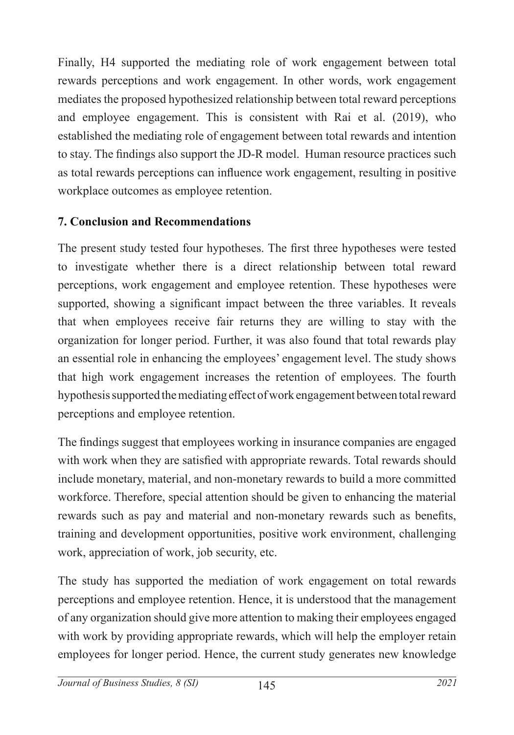Finally, H4 supported the mediating role of work engagement between total rewards perceptions and work engagement. In other words, work engagement mediates the proposed hypothesized relationship between total reward perceptions and employee engagement. This is consistent with Rai et al. (2019), who established the mediating role of engagement between total rewards and intention to stay. The findings also support the JD-R model. Human resource practices such as total rewards perceptions can influence work engagement, resulting in positive workplace outcomes as employee retention.

## 7. Conclusion and Recommendations

The present study tested four hypotheses. The first three hypotheses were tested to investigate whether there is a direct relationship between total reward perceptions, work engagement and employee retention. These hypotheses were supported, showing a significant impact between the three variables. It reveals that when employees receive fair returns they are willing to stay with the organization for longer period. Further, it was also found that total rewards play an essential role in enhancing the employees' engagement level. The study shows that high work engagement increases the retention of employees. The fourth hypothesis supported the mediating effect of work engagement between total reward perceptions and employee retention.

The findings suggest that employees working in insurance companies are engaged with work when they are satisfied with appropriate rewards. Total rewards should include monetary, material, and non-monetary rewards to build a more committed workforce. Therefore, special attention should be given to enhancing the material rewards such as pay and material and non-monetary rewards such as benefits, training and development opportunities, positive work environment, challenging work, appreciation of work, job security, etc.

The study has supported the mediation of work engagement on total rewards perceptions and employee retention. Hence, it is understood that the management of any organization should give more attention to making their employees engaged with work by providing appropriate rewards, which will help the employer retain employees for longer period. Hence, the current study generates new knowledge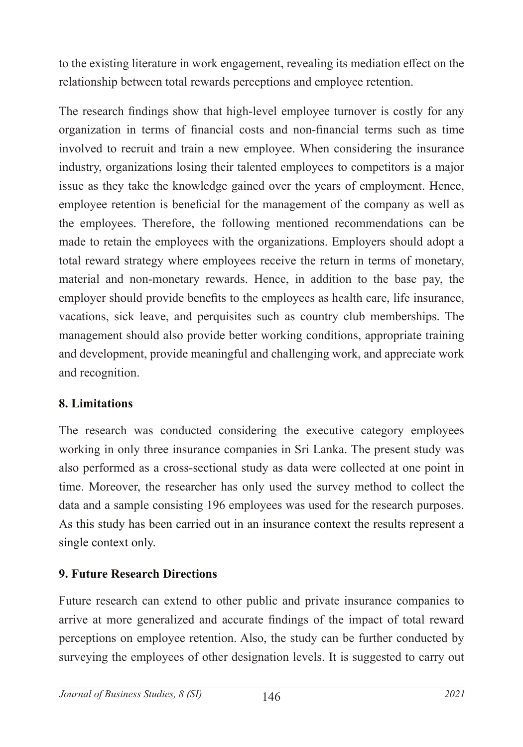to the existing literature in work engagement, revealing its mediation effect on the relationship between total rewards perceptions and employee retention.

The research findings show that high-level employee turnover is costly for any organization in terms of financial costs and non-financial terms such as time involved to recruit and train a new employee. When considering the insurance industry, organizations losing their talented employees to competitors is a major issue as they take the knowledge gained over the years of employment. Hence, employee retention is beneficial for the management of the company as well as the employees. Therefore, the following mentioned recommendations can be made to retain the employees with the organizations. Employers should adopt a total reward strategy where employees receive the return in terms of monetary, material and non-monetary rewards. Hence, in addition to the base pay, the employer should provide benefits to the employees as health care, life insurance, vacations, sick leave, and perquisites such as country club memberships. The management should also provide better working conditions, appropriate training and development, provide meaningful and challenging work, and appreciate work and recognition.

## 8. Limitations

The research was conducted considering the executive category employees working in only three insurance companies in Sri Lanka. The present study was also performed as a cross-sectional study as data were collected at one point in time. Moreover, the researcher has only used the survey method to collect the data and a sample consisting 196 employees was used for the research purposes. As this study has been carried out in an insurance context the results represent a single context only.

## 9. Future Research Directions

Future research can extend to other public and private insurance companies to arrive at more generalized and accurate findings of the impact of total reward perceptions on employee retention. Also, the study can be further conducted by surveying the employees of other designation levels. It is suggested to carry out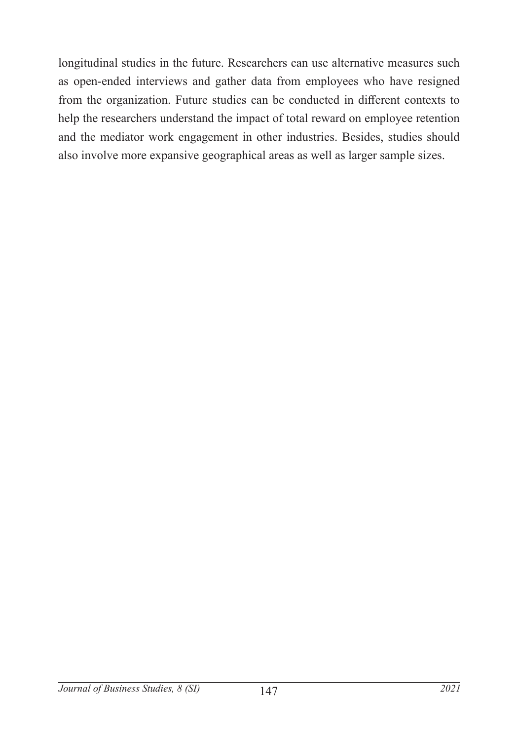longitudinal studies in the future. Researchers can use alternative measures such as open-ended interviews and gather data from employees who have resigned from the organization. Future studies can be conducted in different contexts to help the researchers understand the impact of total reward on employee retention and the mediator work engagement in other industries. Besides, studies should also involve more expansive geographical areas as well as larger sample sizes.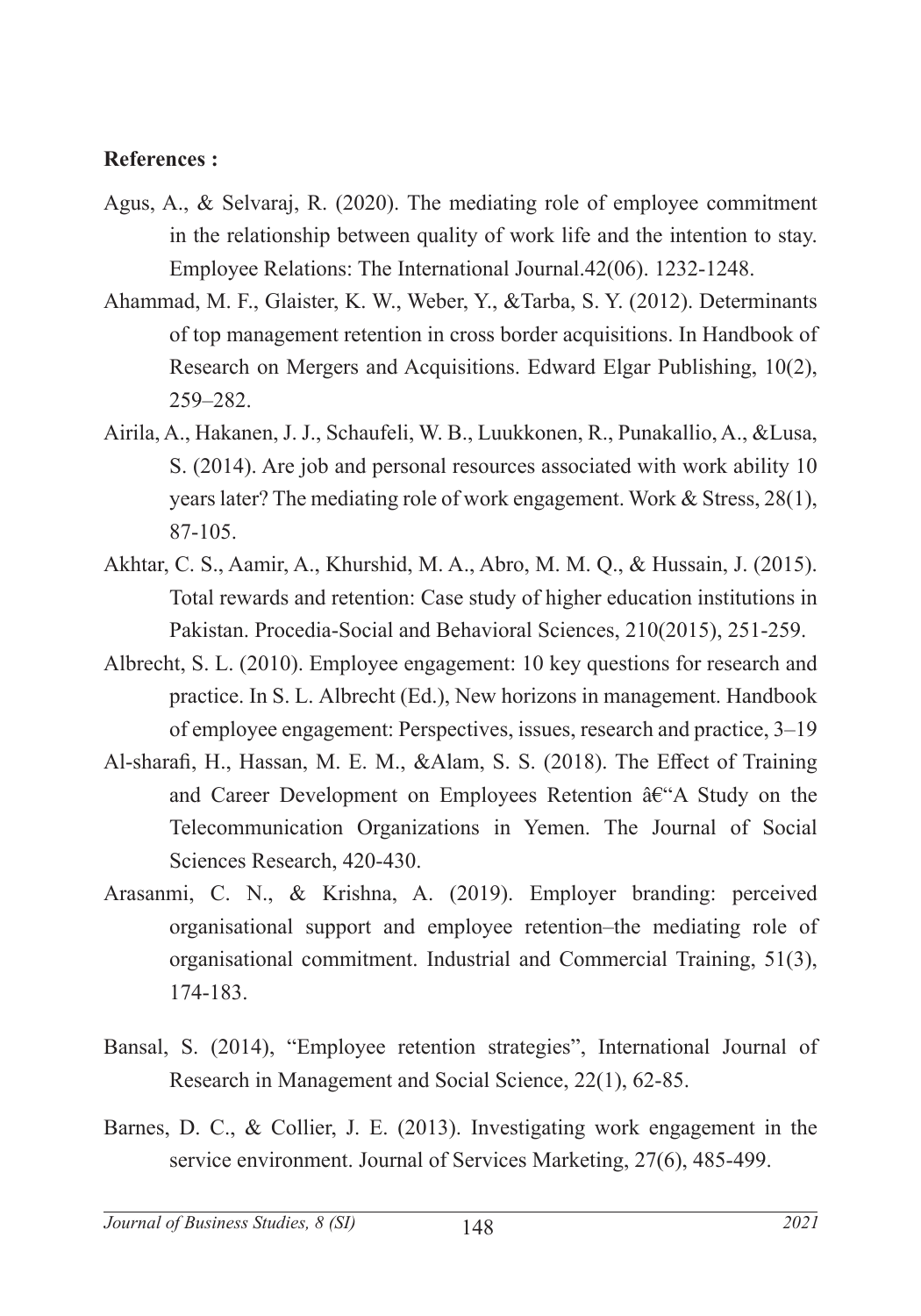**References :**

Agus, A., & Selvaraj, R. (2020). The mediating role of employee commitment in the relationship between quality of work life and the intention to stay. Employee Relations: The International Journal.42(06). 1232-1248.

Ahammad, M. F., Glaister, K. W., Weber, Y., &Tarba, S. Y. (2012). Determinants of top management retention in cross border acquisitions. In Handbook of Research on Mergers and Acquisitions. Edward Elgar Publishing, 10(2), 259–282.

Airila, A., Hakanen, J. J., Schaufeli, W. B., Luukkonen, R., Punakallio, A., &Lusa, S. (2014). Are job and personal resources associated with work ability 10 years later? The mediating role of work engagement. Work & Stress, 28(1), 87-105.

Akhtar, C. S., Aamir, A., Khurshid, M. A., Abro, M. M. Q., & Hussain, J. (2015). Total rewards and retention: Case study of higher education institutions in Pakistan. Procedia-Social and Behavioral Sciences, 210(2015), 251-259.

Albrecht, S. L. (2010). Employee engagement: 10 key questions for research and practice. In S. L. Albrecht (Ed.), New horizons in management. Handbook of employee engagement: Perspectives, issues, research and practice, 3–19

Al-sharafi, H., Hassan, M. E. M., &Alam, S. S. (2018). The Effect of Training and Career Development on Employees Retention â€"A Study on the Telecommunication Organizations in Yemen. The Journal of Social Sciences Research, 420-430.

Arasanmi, C. N., & Krishna, A. (2019). Employer branding: perceived organisational support and employee retention–the mediating role of organisational commitment. Industrial and Commercial Training, 51(3), 174-183.

Bansal, S. (2014), "Employee retention strategies", International Journal of Research in Management and Social Science, 22(1), 62-85.

Barnes, D. C., & Collier, J. E. (2013). Investigating work engagement in the service environment. Journal of Services Marketing, 27(6), 485-499.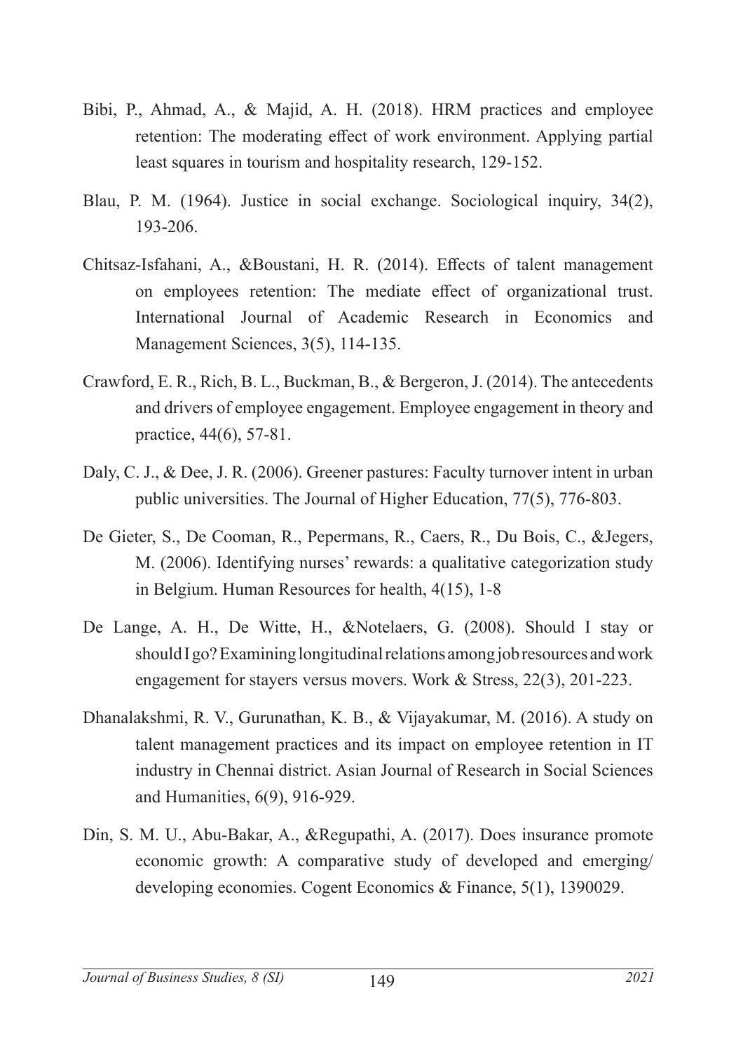Bibi, P., Ahmad, A., & Majid, A. H. (2018). HRM practices and employee retention: The moderating effect of work environment. Applying partial least squares in tourism and hospitality research, 129-152.

Blau, P. M. (1964). Justice in social exchange. Sociological inquiry, 34(2), 193-206.

Chitsaz-Isfahani, A., &Boustani, H. R. (2014). Effects of talent management on employees retention: The mediate effect of organizational trust. International Journal of Academic Research in Economics and Management Sciences, 3(5), 114-135.

Crawford, E. R., Rich, B. L., Buckman, B., & Bergeron, J. (2014). The antecedents and drivers of employee engagement. Employee engagement in theory and practice, 44(6), 57-81.

Daly, C. J., & Dee, J. R. (2006). Greener pastures: Faculty turnover intent in urban public universities. The Journal of Higher Education, 77(5), 776-803.

De Gieter, S., De Cooman, R., Pepermans, R., Caers, R., Du Bois, C., &Jegers, M. (2006). Identifying nurses' rewards: a qualitative categorization study in Belgium. Human Resources for health, 4(15), 1-8

De Lange, A. H., De Witte, H., &Notelaers, G. (2008). Should I stay or should I go? Examining longitudinal relations among job resources and work engagement for stayers versus movers. Work & Stress, 22(3), 201-223.

Dhanalakshmi, R. V., Gurunathan, K. B., & Vijayakumar, M. (2016). A study on talent management practices and its impact on employee retention in IT industry in Chennai district. Asian Journal of Research in Social Sciences and Humanities, 6(9), 916-929.

Din, S. M. U., Abu-Bakar, A., &Regupathi, A. (2017). Does insurance promote economic growth: A comparative study of developed and emerging/developing economies. Cogent Economics & Finance, 5(1), 1390029.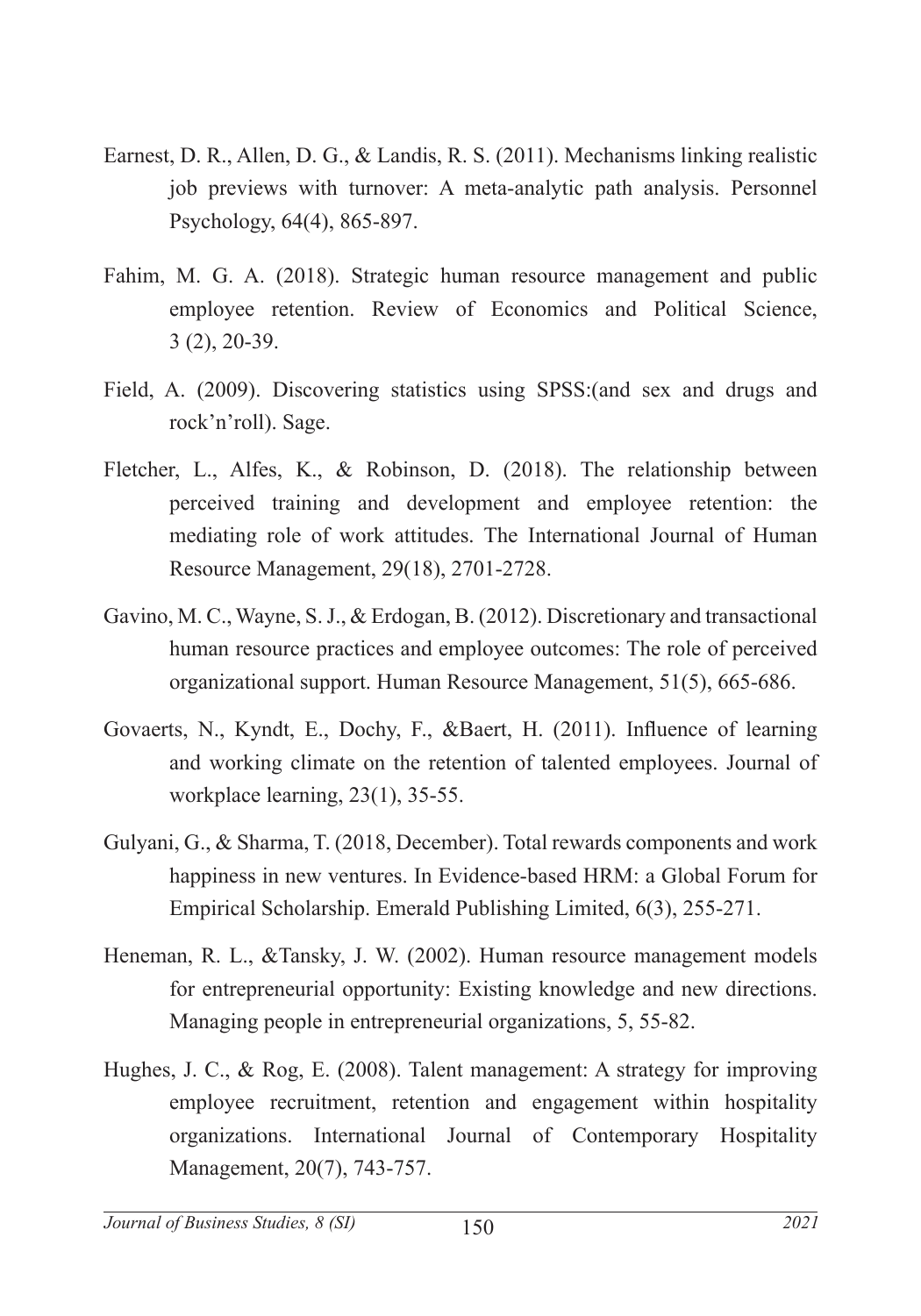Earnest, D. R., Allen, D. G., & Landis, R. S. (2011). Mechanisms linking realistic job previews with turnover: A meta-analytic path analysis. Personnel Psychology, 64(4), 865-897.

Fahim, M. G. A. (2018). Strategic human resource management and public employee retention. Review of Economics and Political Science, 3 (2), 20-39.

Field, A. (2009). Discovering statistics using SPSS:(and sex and drugs and rock'n'roll). Sage.

Fletcher, L., Alfes, K., & Robinson, D. (2018). The relationship between perceived training and development and employee retention: the mediating role of work attitudes. The International Journal of Human Resource Management, 29(18), 2701-2728.

Gavino, M. C., Wayne, S. J., & Erdogan, B. (2012). Discretionary and transactional human resource practices and employee outcomes: The role of perceived organizational support. Human Resource Management, 51(5), 665-686.

Govaerts, N., Kyndt, E., Dochy, F., &Baert, H. (2011). Influence of learning and working climate on the retention of talented employees. Journal of workplace learning, 23(1), 35-55.

Gulyani, G., & Sharma, T. (2018, December). Total rewards components and work happiness in new ventures. In Evidence-based HRM: a Global Forum for Empirical Scholarship. Emerald Publishing Limited, 6(3), 255-271.

Heneman, R. L., &Tansky, J. W. (2002). Human resource management models for entrepreneurial opportunity: Existing knowledge and new directions. Managing people in entrepreneurial organizations, 5, 55-82.

Hughes, J. C., & Rog, E. (2008). Talent management: A strategy for improving employee recruitment, retention and engagement within hospitality organizations. International Journal of Contemporary Hospitality Management, 20(7), 743-757.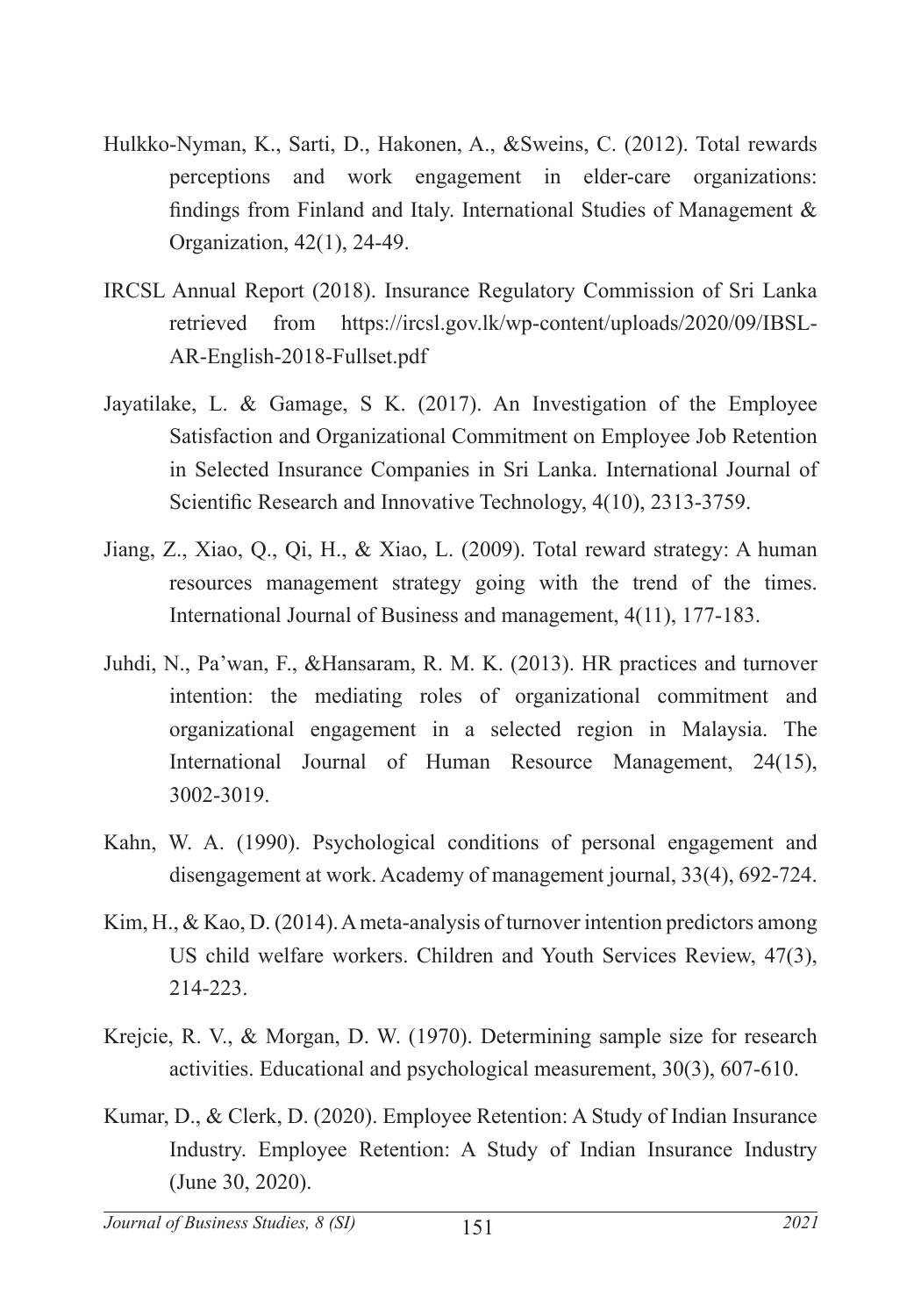Hulkko-Nyman, K., Sarti, D., Hakonen, A., &Sweins, C. (2012). Total rewards perceptions and work engagement in elder-care organizations: findings from Finland and Italy. International Studies of Management & Organization, 42(1), 24-49.

IRCSL Annual Report (2018). Insurance Regulatory Commission of Sri Lanka retrieved from https://ircsl.gov.lk/wp-content/uploads/2020/09/IBSL-AR-English-2018-Fullset.pdf

Jayatilake, L. & Gamage, S K. (2017). An Investigation of the Employee Satisfaction and Organizational Commitment on Employee Job Retention in Selected Insurance Companies in Sri Lanka. International Journal of Scientific Research and Innovative Technology, 4(10), 2313-3759.

Jiang, Z., Xiao, Q., Qi, H., & Xiao, L. (2009). Total reward strategy: A human resources management strategy going with the trend of the times. International Journal of Business and management, 4(11), 177-183.

Juhdi, N., Pa'wan, F., &Hansaram, R. M. K. (2013). HR practices and turnover intention: the mediating roles of organizational commitment and organizational engagement in a selected region in Malaysia. The International Journal of Human Resource Management, 24(15), 3002-3019.

Kahn, W. A. (1990). Psychological conditions of personal engagement and disengagement at work. Academy of management journal, 33(4), 692-724.

Kim, H., & Kao, D. (2014). A meta-analysis of turnover intention predictors among US child welfare workers. Children and Youth Services Review, 47(3), 214-223.

Krejcie, R. V., & Morgan, D. W. (1970). Determining sample size for research activities. Educational and psychological measurement, 30(3), 607-610.

Kumar, D., & Clerk, D. (2020). Employee Retention: A Study of Indian Insurance Industry. Employee Retention: A Study of Indian Insurance Industry (June 30, 2020).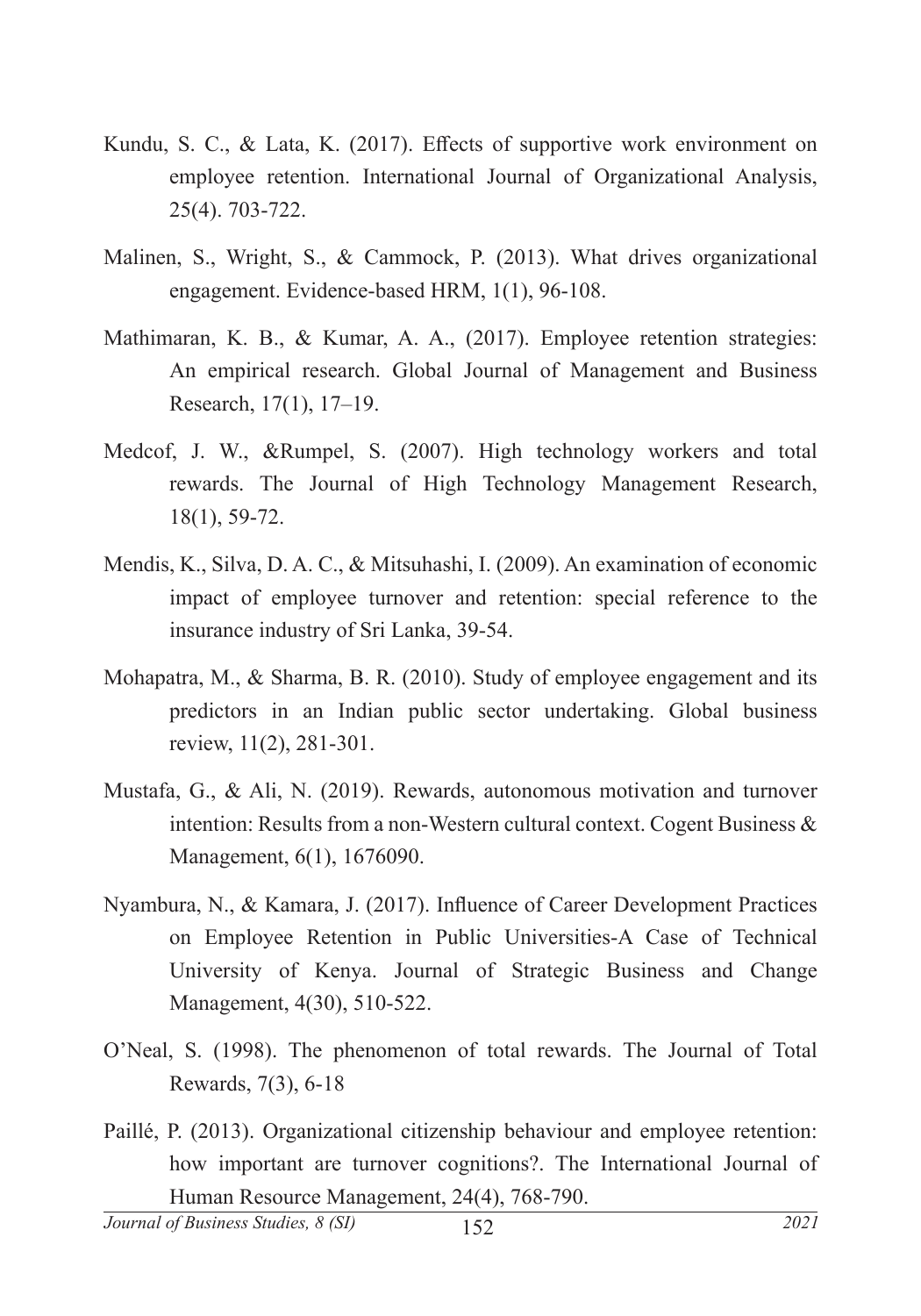Kundu, S. C., & Lata, K. (2017). Effects of supportive work environment on employee retention. International Journal of Organizational Analysis, 25(4). 703-722.

Malinen, S., Wright, S., & Cammock, P. (2013). What drives organizational engagement. Evidence-based HRM, 1(1), 96-108.

Mathimaran, K. B., & Kumar, A. A., (2017). Employee retention strategies: An empirical research. Global Journal of Management and Business Research, 17(1), 17–19.

Medcof, J. W., &Rumpel, S. (2007). High technology workers and total rewards. The Journal of High Technology Management Research, 18(1), 59-72.

Mendis, K., Silva, D. A. C., & Mitsuhashi, I. (2009). An examination of economic impact of employee turnover and retention: special reference to the insurance industry of Sri Lanka, 39-54.

Mohapatra, M., & Sharma, B. R. (2010). Study of employee engagement and its predictors in an Indian public sector undertaking. Global business review, 11(2), 281-301.

Mustafa, G., & Ali, N. (2019). Rewards, autonomous motivation and turnover intention: Results from a non-Western cultural context. Cogent Business & Management, 6(1), 1676090.

Nyambura, N., & Kamara, J. (2017). Influence of Career Development Practices on Employee Retention in Public Universities-A Case of Technical University of Kenya. Journal of Strategic Business and Change Management, 4(30), 510-522.

O'Neal, S. (1998). The phenomenon of total rewards. The Journal of Total Rewards, 7(3), 6-18

Paillé, P. (2013). Organizational citizenship behaviour and employee retention: how important are turnover cognitions?. The International Journal of Human Resource Management, 24(4), 768-790.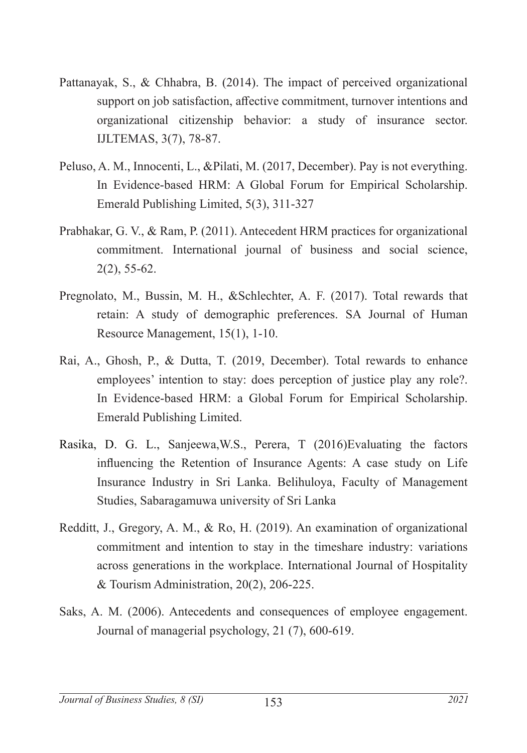Pattanayak, S., & Chhabra, B. (2014). The impact of perceived organizational support on job satisfaction, affective commitment, turnover intentions and organizational citizenship behavior: a study of insurance sector. IJLTEMAS, 3(7), 78-87.

Peluso, A. M., Innocenti, L., &Pilati, M. (2017, December). Pay is not everything. In Evidence-based HRM: A Global Forum for Empirical Scholarship. Emerald Publishing Limited, 5(3), 311-327

Prabhakar, G. V., & Ram, P. (2011). Antecedent HRM practices for organizational commitment. International journal of business and social science, 2(2), 55-62.

Pregnolato, M., Bussin, M. H., &Schlechter, A. F. (2017). Total rewards that retain: A study of demographic preferences. SA Journal of Human Resource Management, 15(1), 1-10.

Rai, A., Ghosh, P., & Dutta, T. (2019, December). Total rewards to enhance employees' intention to stay: does perception of justice play any role?. In Evidence-based HRM: a Global Forum for Empirical Scholarship. Emerald Publishing Limited.

Rasika, D. G. L., Sanjeewa,W.S., Perera, T (2016)Evaluating the factors influencing the Retention of Insurance Agents: A case study on Life Insurance Industry in Sri Lanka. Belihuloya, Faculty of Management Studies, Sabaragamuwa university of Sri Lanka

Redditt, J., Gregory, A. M., & Ro, H. (2019). An examination of organizational commitment and intention to stay in the timeshare industry: variations across generations in the workplace. International Journal of Hospitality & Tourism Administration, 20(2), 206-225.

Saks, A. M. (2006). Antecedents and consequences of employee engagement. Journal of managerial psychology, 21 (7), 600-619.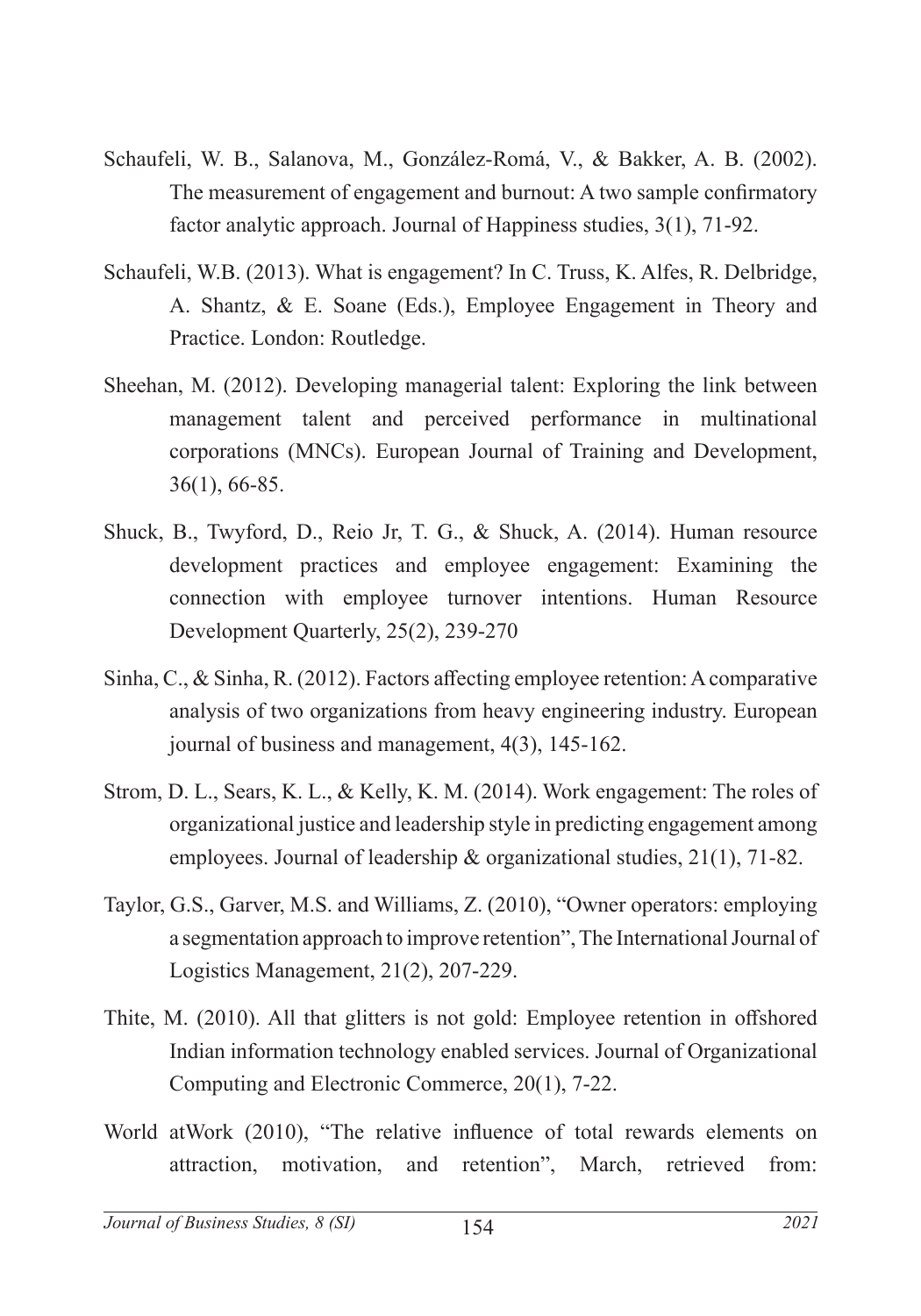Schaufeli, W. B., Salanova, M., González-Romá, V., & Bakker, A. B. (2002). The measurement of engagement and burnout: A two sample confirmatory factor analytic approach. Journal of Happiness studies, 3(1), 71-92.

Schaufeli, W.B. (2013). What is engagement? In C. Truss, K. Alfes, R. Delbridge, A. Shantz, & E. Soane (Eds.), Employee Engagement in Theory and Practice. London: Routledge.

Sheehan, M. (2012). Developing managerial talent: Exploring the link between management talent and perceived performance in multinational corporations (MNCs). European Journal of Training and Development, 36(1), 66-85.

Shuck, B., Twyford, D., Reio Jr, T. G., & Shuck, A. (2014). Human resource development practices and employee engagement: Examining the connection with employee turnover intentions. Human Resource Development Quarterly, 25(2), 239-270

Sinha, C., & Sinha, R. (2012). Factors affecting employee retention: A comparative analysis of two organizations from heavy engineering industry. European journal of business and management, 4(3), 145-162.

Strom, D. L., Sears, K. L., & Kelly, K. M. (2014). Work engagement: The roles of organizational justice and leadership style in predicting engagement among employees. Journal of leadership & organizational studies, 21(1), 71-82.

Taylor, G.S., Garver, M.S. and Williams, Z. (2010), "Owner operators: employing a segmentation approach to improve retention", The International Journal of Logistics Management, 21(2), 207-229.

Thite, M. (2010). All that glitters is not gold: Employee retention in offshored Indian information technology enabled services. Journal of Organizational Computing and Electronic Commerce, 20(1), 7-22.

World atWork (2010), "The relative influence of total rewards elements on attraction, motivation, and retention", March, retrieved from: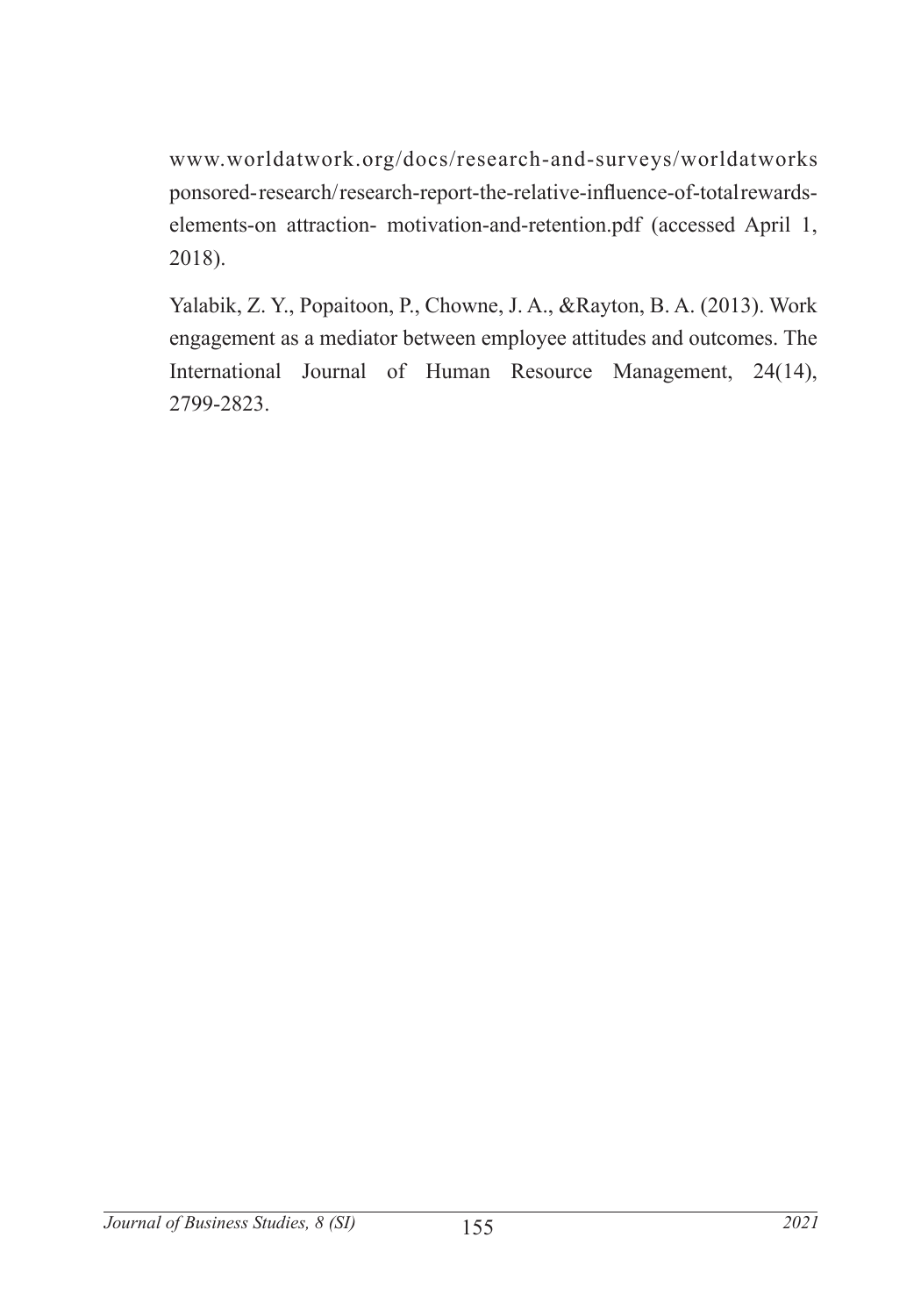www.worldatwork.org/docs/research-and-surveys/worldatworksponsored-research/research-report-the-relative-influence-of-totalrewards-elements-on attraction- motivation-and-retention.pdf (accessed April 1, 2018).

Yalabik, Z. Y., Popaitoon, P., Chowne, J. A., &Rayton, B. A. (2013). Work engagement as a mediator between employee attitudes and outcomes. The International Journal of Human Resource Management, 24(14), 2799-2823.